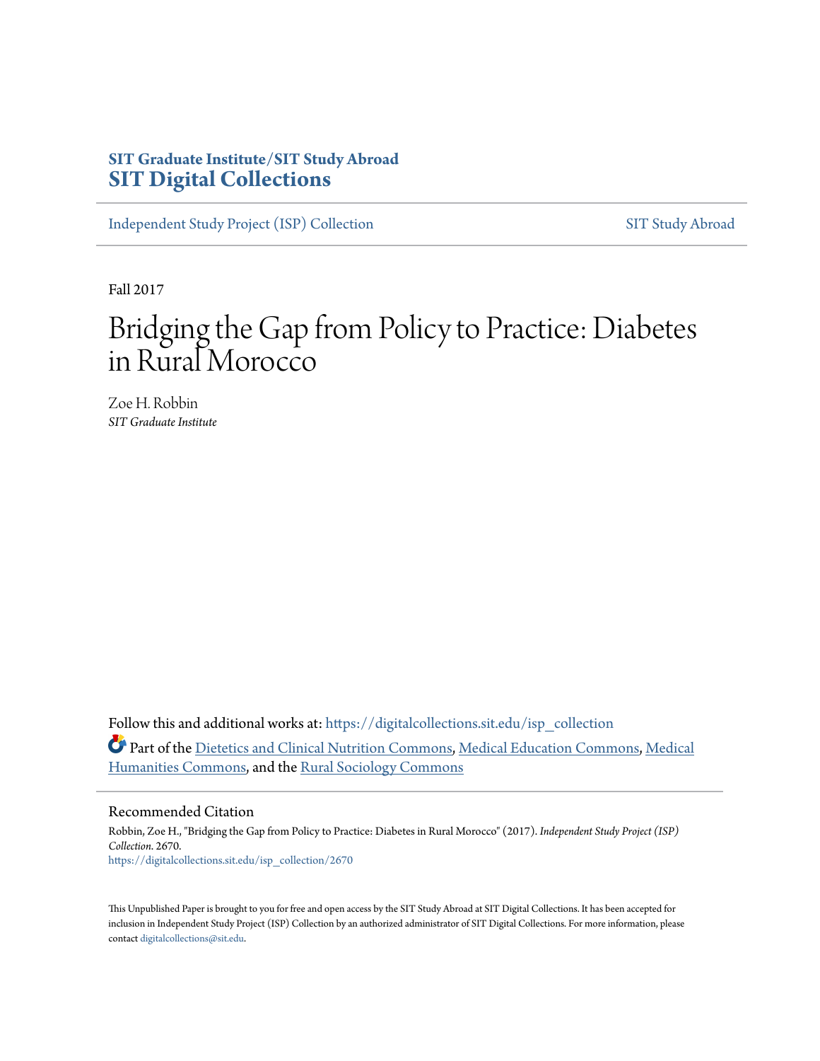SIT Graduate Institute/SIT Study Abroad

**SIT Digital Collections**

Independent Study Project (ISP) Collection | SIT Study Abroad

Fall 2017

# Bridging the Gap from Policy to Practice: Diabetes in Rural Morocco

Zoe H. Robbin
*SIT Graduate Institute*

Follow this and additional works at: https://digitalcollections.sit.edu/isp_collection

Part of the Dietetics and Clinical Nutrition Commons, Medical Education Commons, Medical Humanities Commons, and the Rural Sociology Commons

## Recommended Citation

Robbin, Zoe H., "Bridging the Gap from Policy to Practice: Diabetes in Rural Morocco" (2017). *Independent Study Project (ISP) Collection*. 2670.
https://digitalcollections.sit.edu/isp_collection/2670

This Unpublished Paper is brought to you for free and open access by the SIT Study Abroad at SIT Digital Collections. It has been accepted for inclusion in Independent Study Project (ISP) Collection by an authorized administrator of SIT Digital Collections. For more information, please contact digitalcollections@sit.edu.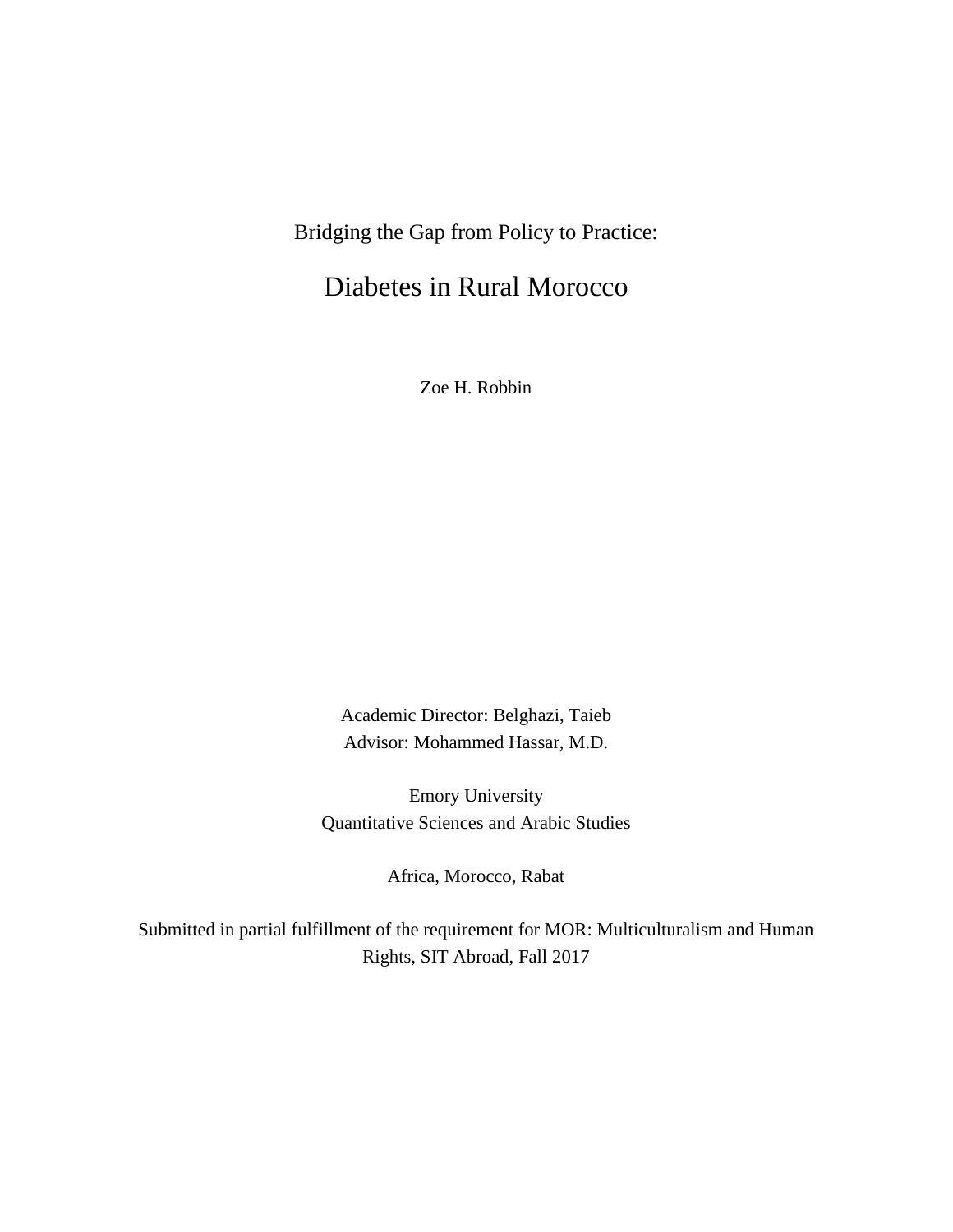Bridging the Gap from Policy to Practice:

# Diabetes in Rural Morocco

Zoe H. Robbin

Academic Director: Belghazi, Taieb
Advisor: Mohammed Hassar, M.D.

Emory University
Quantitative Sciences and Arabic Studies

Africa, Morocco, Rabat

Submitted in partial fulfillment of the requirement for MOR: Multiculturalism and Human Rights, SIT Abroad, Fall 2017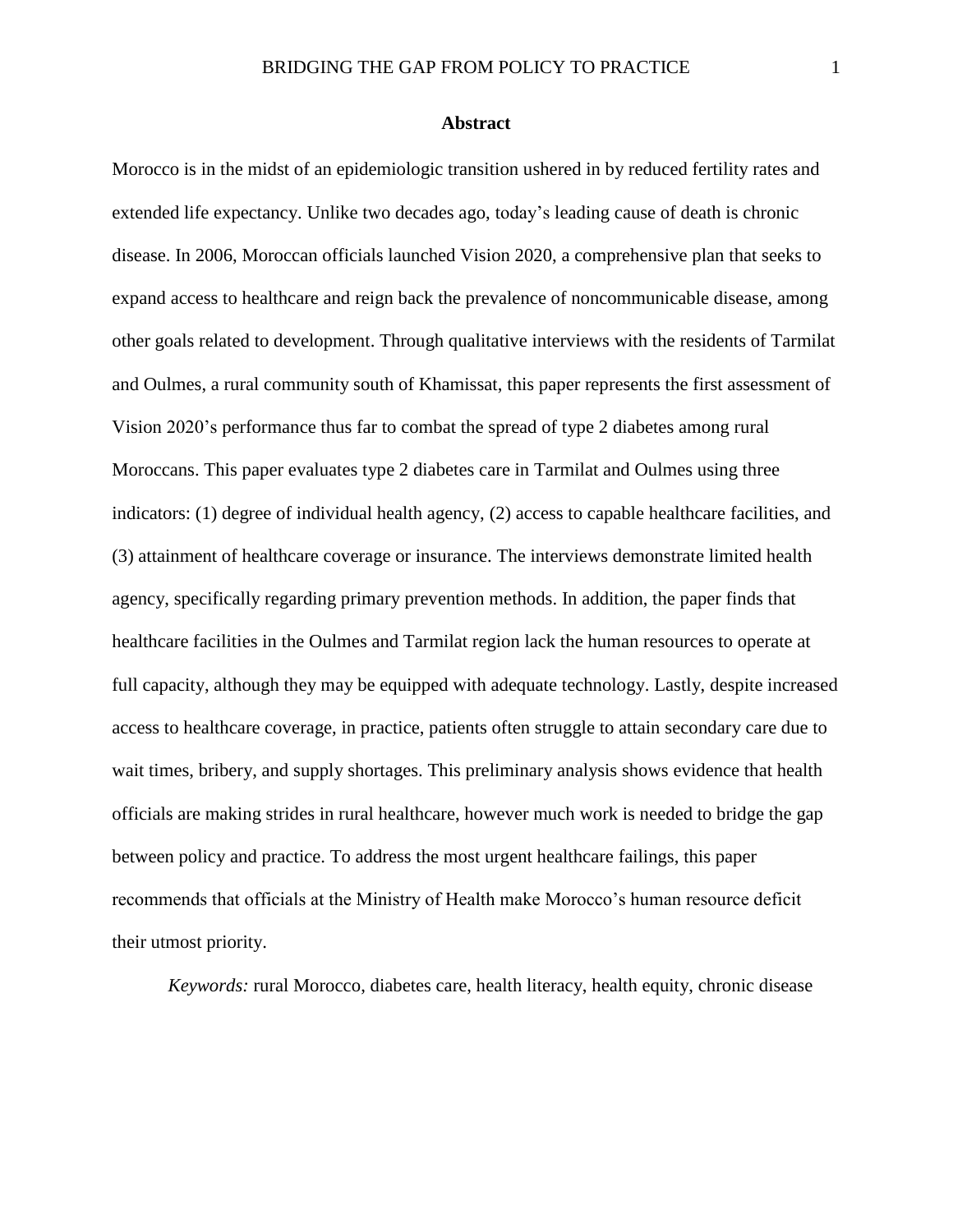# Abstract

Morocco is in the midst of an epidemiologic transition ushered in by reduced fertility rates and extended life expectancy. Unlike two decades ago, today's leading cause of death is chronic disease. In 2006, Moroccan officials launched Vision 2020, a comprehensive plan that seeks to expand access to healthcare and reign back the prevalence of noncommunicable disease, among other goals related to development. Through qualitative interviews with the residents of Tarmilat and Oulmes, a rural community south of Khamissat, this paper represents the first assessment of Vision 2020's performance thus far to combat the spread of type 2 diabetes among rural Moroccans. This paper evaluates type 2 diabetes care in Tarmilat and Oulmes using three indicators: (1) degree of individual health agency, (2) access to capable healthcare facilities, and (3) attainment of healthcare coverage or insurance. The interviews demonstrate limited health agency, specifically regarding primary prevention methods. In addition, the paper finds that healthcare facilities in the Oulmes and Tarmilat region lack the human resources to operate at full capacity, although they may be equipped with adequate technology. Lastly, despite increased access to healthcare coverage, in practice, patients often struggle to attain secondary care due to wait times, bribery, and supply shortages. This preliminary analysis shows evidence that health officials are making strides in rural healthcare, however much work is needed to bridge the gap between policy and practice. To address the most urgent healthcare failings, this paper recommends that officials at the Ministry of Health make Morocco's human resource deficit their utmost priority.

*Keywords:* rural Morocco, diabetes care, health literacy, health equity, chronic disease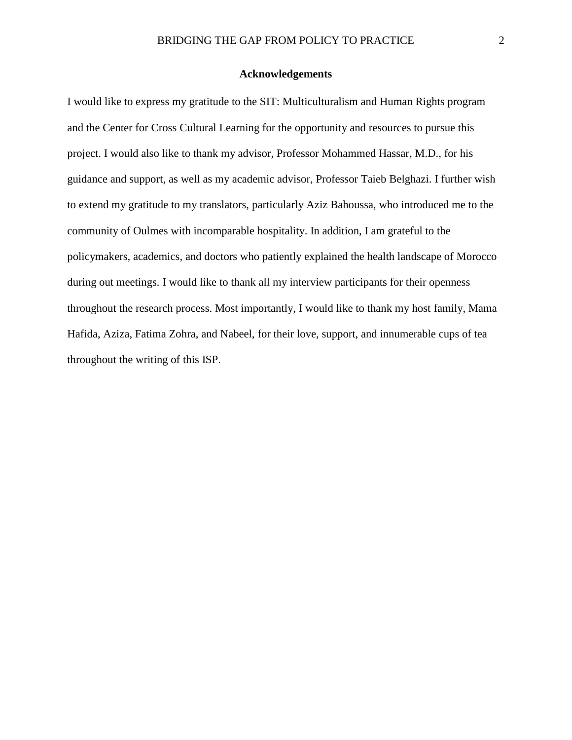## Acknowledgements

I would like to express my gratitude to the SIT: Multiculturalism and Human Rights program and the Center for Cross Cultural Learning for the opportunity and resources to pursue this project. I would also like to thank my advisor, Professor Mohammed Hassar, M.D., for his guidance and support, as well as my academic advisor, Professor Taieb Belghazi. I further wish to extend my gratitude to my translators, particularly Aziz Bahoussa, who introduced me to the community of Oulmes with incomparable hospitality. In addition, I am grateful to the policymakers, academics, and doctors who patiently explained the health landscape of Morocco during out meetings. I would like to thank all my interview participants for their openness throughout the research process. Most importantly, I would like to thank my host family, Mama Hafida, Aziza, Fatima Zohra, and Nabeel, for their love, support, and innumerable cups of tea throughout the writing of this ISP.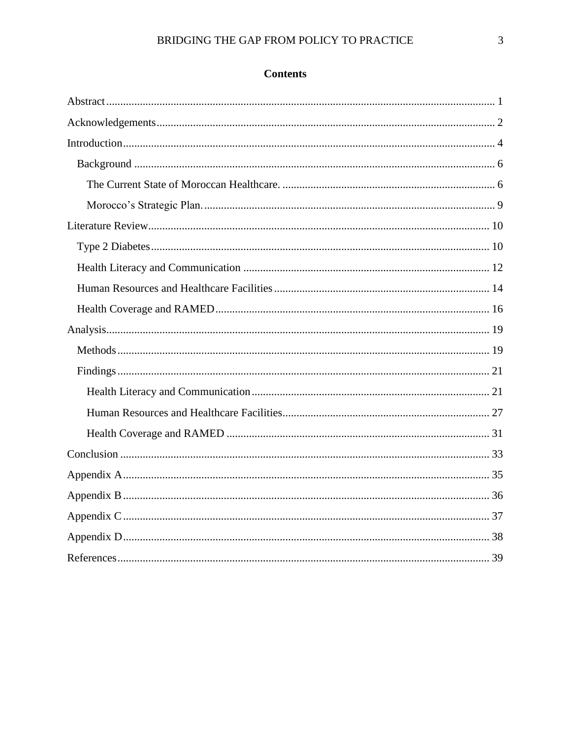# Contents

Abstract ........................................................................................................................................ 1

Acknowledgements ....................................................................................................................... 2

Introduction .................................................................................................................................. 4

- Background ............................................................................................................................... 6
  - The Current State of Moroccan Healthcare. ........................................................................... 6
  - Morocco's Strategic Plan. ....................................................................................................... 9

Literature Review ........................................................................................................................ 10

- Type 2 Diabetes ........................................................................................................................ 10
- Health Literacy and Communication ....................................................................................... 12
- Human Resources and Healthcare Facilities ............................................................................ 14
- Health Coverage and RAMED ................................................................................................. 16

Analysis ....................................................................................................................................... 19

- Methods ................................................................................................................................... 19
- Findings ................................................................................................................................... 21
  - Health Literacy and Communication .................................................................................... 21
  - Human Resources and Healthcare Facilities ......................................................................... 27
  - Health Coverage and RAMED ............................................................................................. 31

Conclusion .................................................................................................................................. 33

Appendix A ................................................................................................................................. 35

Appendix B ................................................................................................................................. 36

Appendix C ................................................................................................................................. 37

Appendix D ................................................................................................................................. 38

References ................................................................................................................................... 39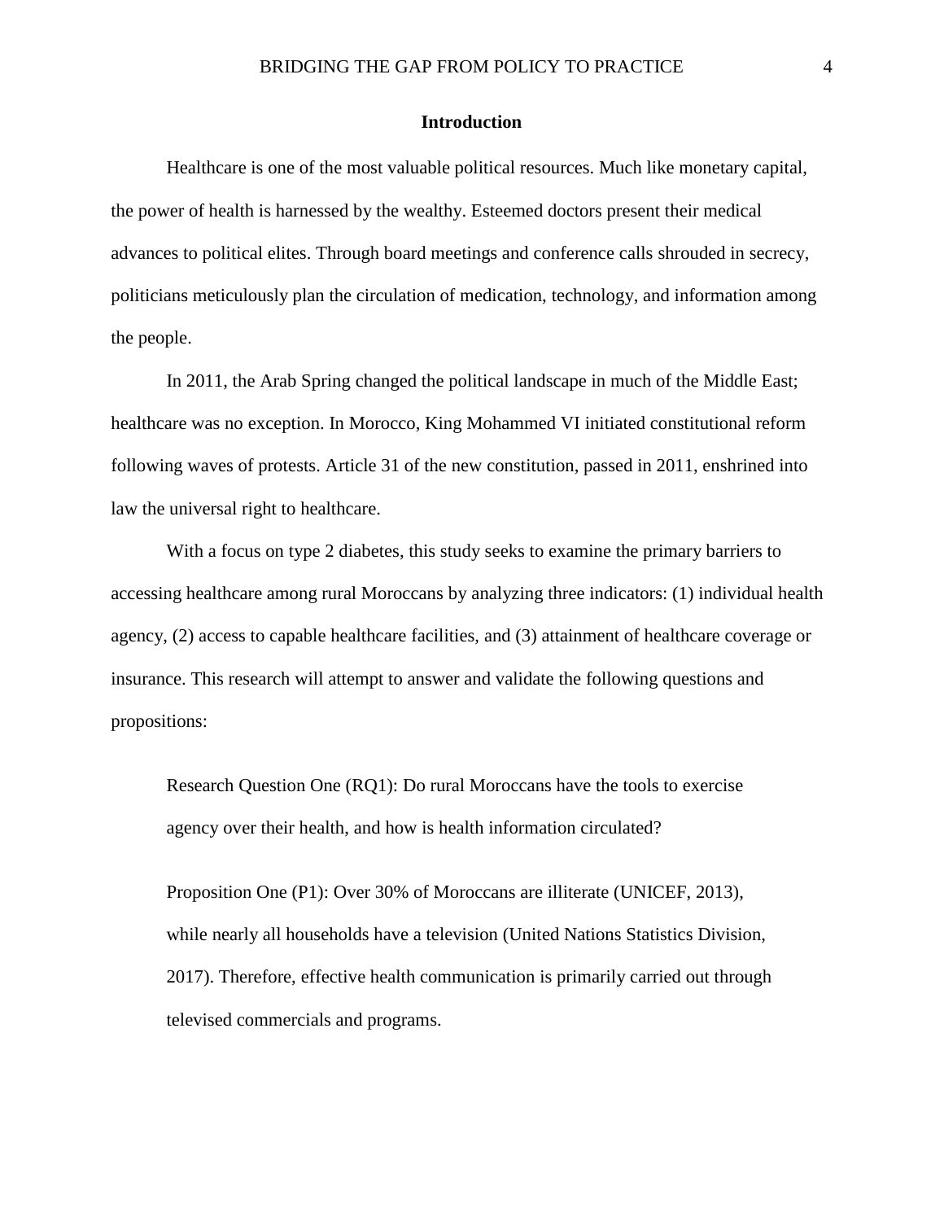## Introduction

Healthcare is one of the most valuable political resources. Much like monetary capital, the power of health is harnessed by the wealthy. Esteemed doctors present their medical advances to political elites. Through board meetings and conference calls shrouded in secrecy, politicians meticulously plan the circulation of medication, technology, and information among the people.

In 2011, the Arab Spring changed the political landscape in much of the Middle East; healthcare was no exception. In Morocco, King Mohammed VI initiated constitutional reform following waves of protests. Article 31 of the new constitution, passed in 2011, enshrined into law the universal right to healthcare.

With a focus on type 2 diabetes, this study seeks to examine the primary barriers to accessing healthcare among rural Moroccans by analyzing three indicators: (1) individual health agency, (2) access to capable healthcare facilities, and (3) attainment of healthcare coverage or insurance. This research will attempt to answer and validate the following questions and propositions:

> Research Question One (RQ1): Do rural Moroccans have the tools to exercise agency over their health, and how is health information circulated?
>
> Proposition One (P1): Over 30% of Moroccans are illiterate (UNICEF, 2013), while nearly all households have a television (United Nations Statistics Division, 2017). Therefore, effective health communication is primarily carried out through televised commercials and programs.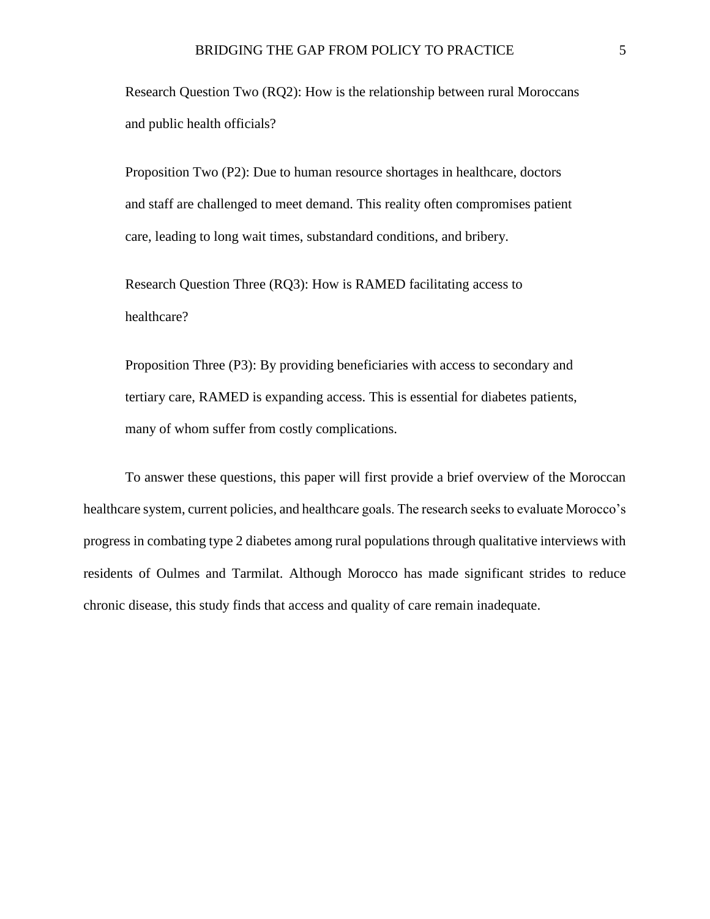Research Question Two (RQ2): How is the relationship between rural Moroccans and public health officials?

Proposition Two (P2): Due to human resource shortages in healthcare, doctors and staff are challenged to meet demand. This reality often compromises patient care, leading to long wait times, substandard conditions, and bribery.

Research Question Three (RQ3): How is RAMED facilitating access to healthcare?

Proposition Three (P3): By providing beneficiaries with access to secondary and tertiary care, RAMED is expanding access. This is essential for diabetes patients, many of whom suffer from costly complications.

To answer these questions, this paper will first provide a brief overview of the Moroccan healthcare system, current policies, and healthcare goals. The research seeks to evaluate Morocco's progress in combating type 2 diabetes among rural populations through qualitative interviews with residents of Oulmes and Tarmilat. Although Morocco has made significant strides to reduce chronic disease, this study finds that access and quality of care remain inadequate.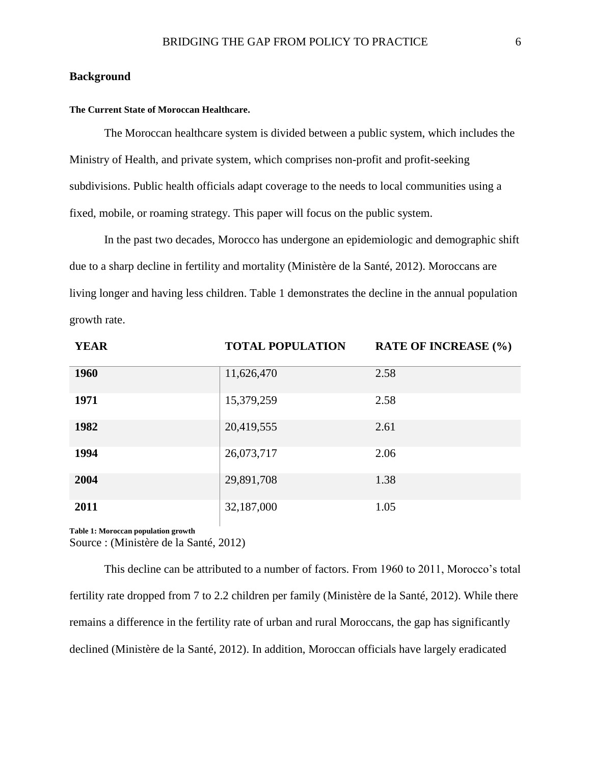## Background

### The Current State of Moroccan Healthcare.

The Moroccan healthcare system is divided between a public system, which includes the Ministry of Health, and private system, which comprises non-profit and profit-seeking subdivisions. Public health officials adapt coverage to the needs to local communities using a fixed, mobile, or roaming strategy. This paper will focus on the public system.

In the past two decades, Morocco has undergone an epidemiologic and demographic shift due to a sharp decline in fertility and mortality (Ministère de la Santé, 2012). Moroccans are living longer and having less children. Table 1 demonstrates the decline in the annual population growth rate.

| YEAR | TOTAL POPULATION | RATE OF INCREASE (%) |
|---|---|---|
| **1960** | 11,626,470 | 2.58 |
| **1971** | 15,379,259 | 2.58 |
| **1982** | 20,419,555 | 2.61 |
| **1994** | 26,073,717 | 2.06 |
| **2004** | 29,891,708 | 1.38 |
| **2011** | 32,187,000 | 1.05 |

**Table 1: Moroccan population growth**
Source : (Ministère de la Santé, 2012)

This decline can be attributed to a number of factors. From 1960 to 2011, Morocco's total fertility rate dropped from 7 to 2.2 children per family (Ministère de la Santé, 2012). While there remains a difference in the fertility rate of urban and rural Moroccans, the gap has significantly declined (Ministère de la Santé, 2012). In addition, Moroccan officials have largely eradicated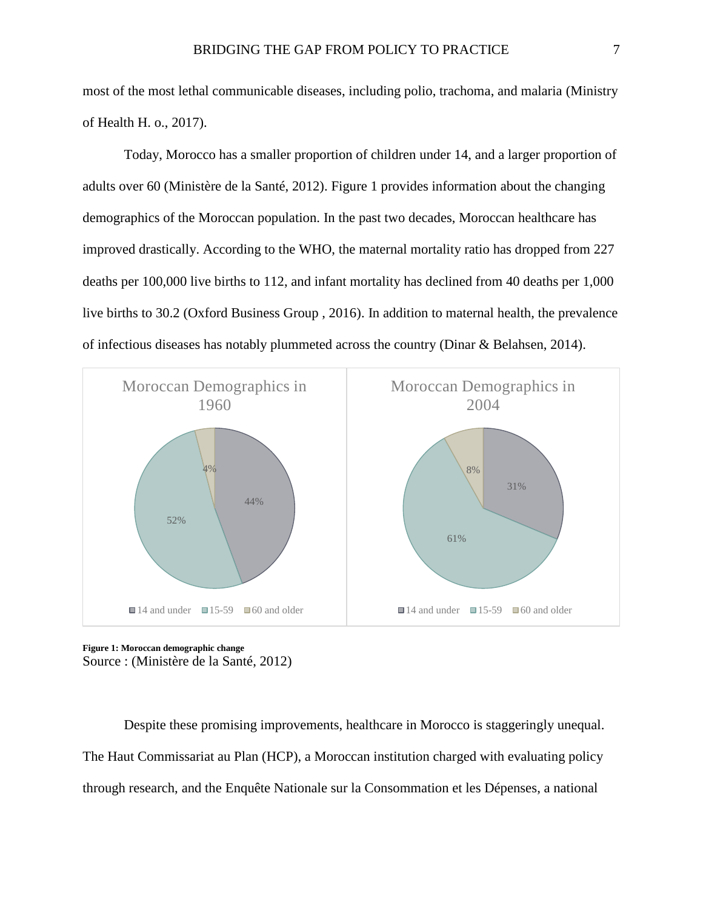most of the most lethal communicable diseases, including polio, trachoma, and malaria (Ministry of Health H. o., 2017).

Today, Morocco has a smaller proportion of children under 14, and a larger proportion of adults over 60 (Ministère de la Santé, 2012). Figure 1 provides information about the changing demographics of the Moroccan population. In the past two decades, Moroccan healthcare has improved drastically. According to the WHO, the maternal mortality ratio has dropped from 227 deaths per 100,000 live births to 112, and infant mortality has declined from 40 deaths per 1,000 live births to 30.2 (Oxford Business Group , 2016). In addition to maternal health, the prevalence of infectious diseases has notably plummeted across the country (Dinar & Belahsen, 2014).

Moroccan Demographics in 1960

| Age group | Share |
|---|---|
| 14 and under | 44% |
| 15-59 | 52% |
| 60 and older | 4% |

Moroccan Demographics in 2004

| Age group | Share |
|---|---|
| 14 and under | 31% |
| 15-59 | 61% |
| 60 and older | 8% |

**Figure 1: Moroccan demographic change**
Source : (Ministère de la Santé, 2012)

Despite these promising improvements, healthcare in Morocco is staggeringly unequal. The Haut Commissariat au Plan (HCP), a Moroccan institution charged with evaluating policy through research, and the Enquête Nationale sur la Consommation et les Dépenses, a national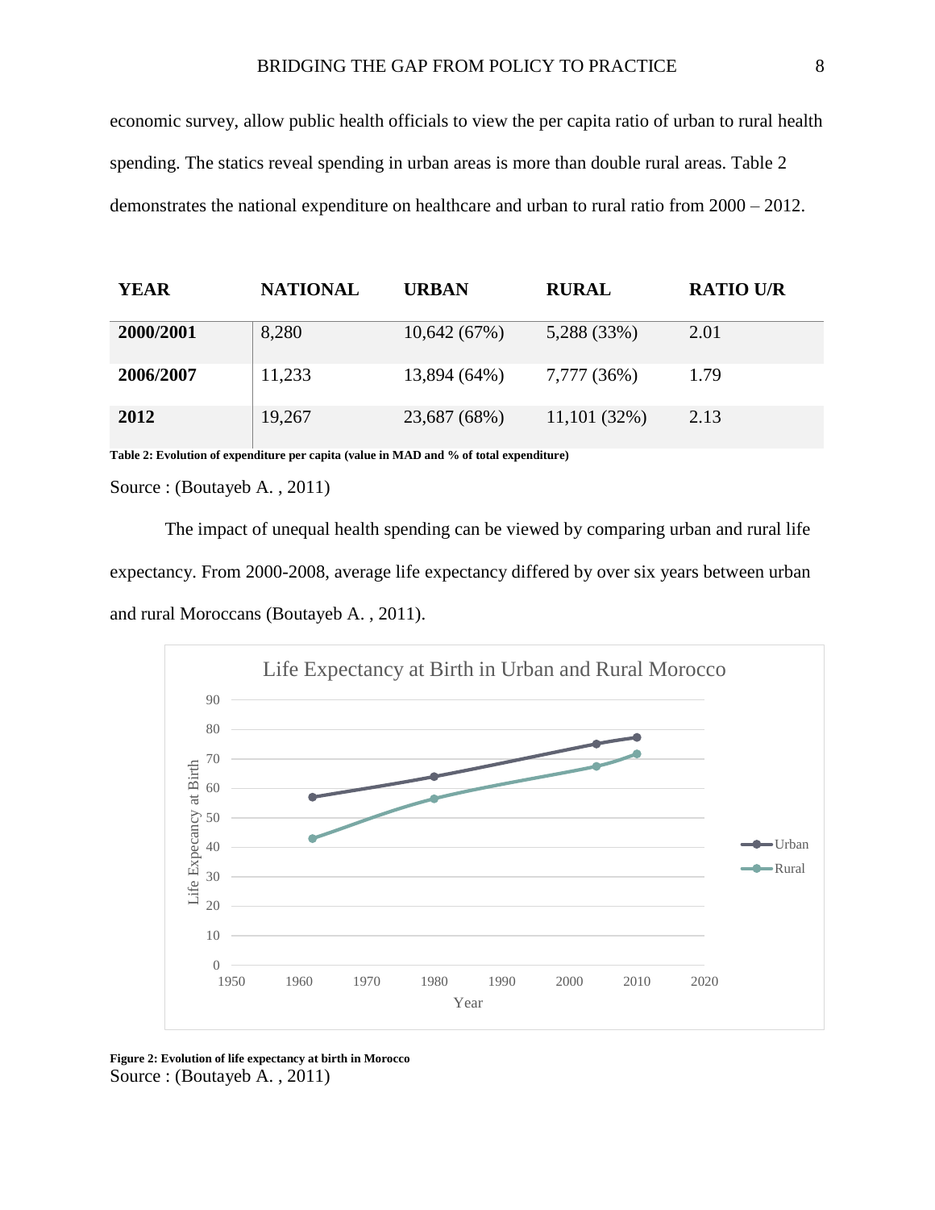economic survey, allow public health officials to view the per capita ratio of urban to rural health spending. The statics reveal spending in urban areas is more than double rural areas. Table 2 demonstrates the national expenditure on healthcare and urban to rural ratio from 2000 – 2012.

| YEAR | NATIONAL | URBAN | RURAL | RATIO U/R |
|---|---|---|---|---|
| **2000/2001** | 8,280 | 10,642 (67%) | 5,288 (33%) | 2.01 |
| **2006/2007** | 11,233 | 13,894 (64%) | 7,777 (36%) | 1.79 |
| **2012** | 19,267 | 23,687 (68%) | 11,101 (32%) | 2.13 |

**Table 2: Evolution of expenditure per capita (value in MAD and % of total expenditure)**

Source : (Boutayeb A. , 2011)

The impact of unequal health spending can be viewed by comparing urban and rural life expectancy. From 2000-2008, average life expectancy differed by over six years between urban and rural Moroccans (Boutayeb A. , 2011).

**Figure 2: Evolution of life expectancy at birth in Morocco**

Source : (Boutayeb A. , 2011)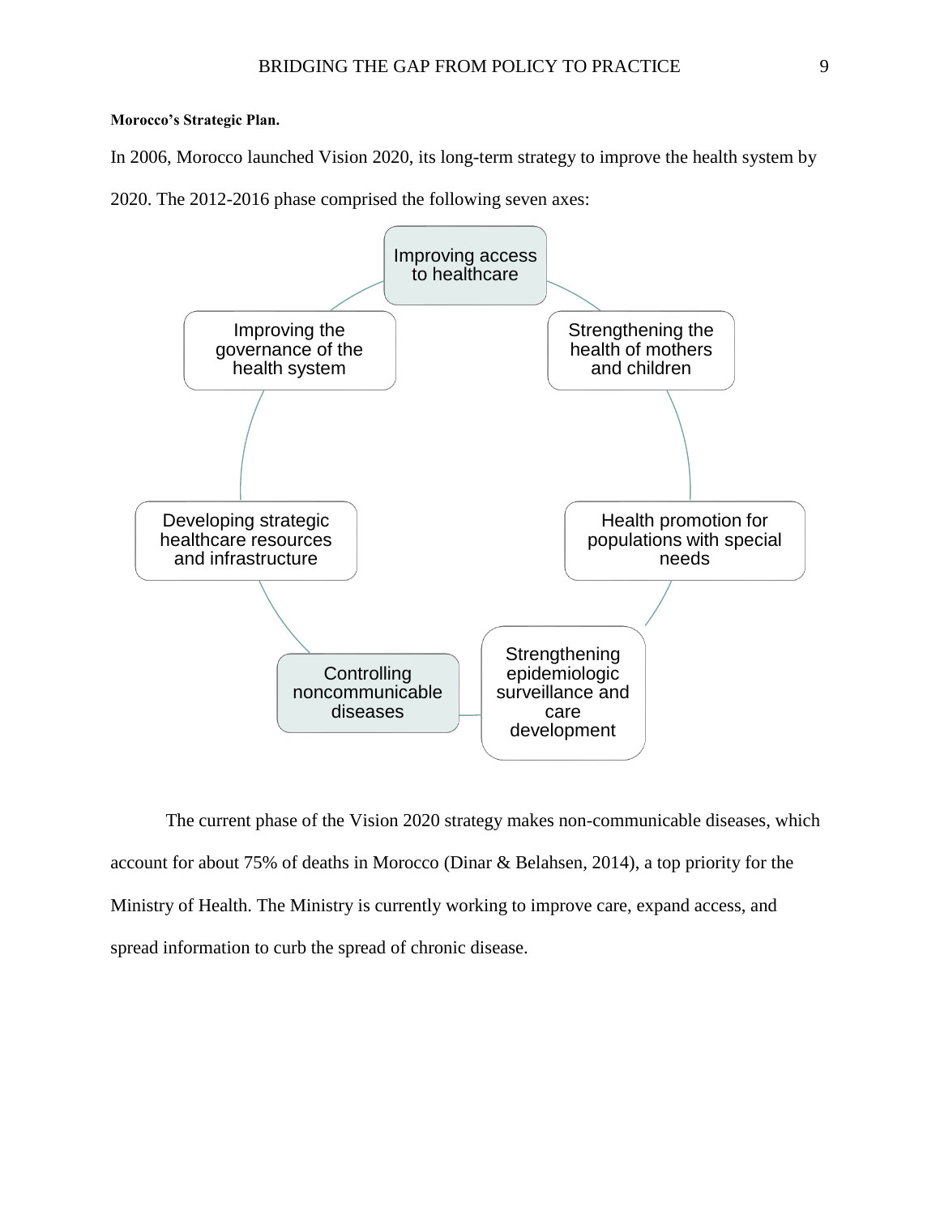**Morocco's Strategic Plan.**

In 2006, Morocco launched Vision 2020, its long-term strategy to improve the health system by 2020. The 2012-2016 phase comprised the following seven axes:

- Improving access to healthcare
- Strengthening the health of mothers and children
- Health promotion for populations with special needs
- Strengthening epidemiologic surveillance and care development
- Controlling noncommunicable diseases
- Developing strategic healthcare resources and infrastructure
- Improving the governance of the health system

The current phase of the Vision 2020 strategy makes non-communicable diseases, which account for about 75% of deaths in Morocco (Dinar & Belahsen, 2014), a top priority for the Ministry of Health. The Ministry is currently working to improve care, expand access, and spread information to curb the spread of chronic disease.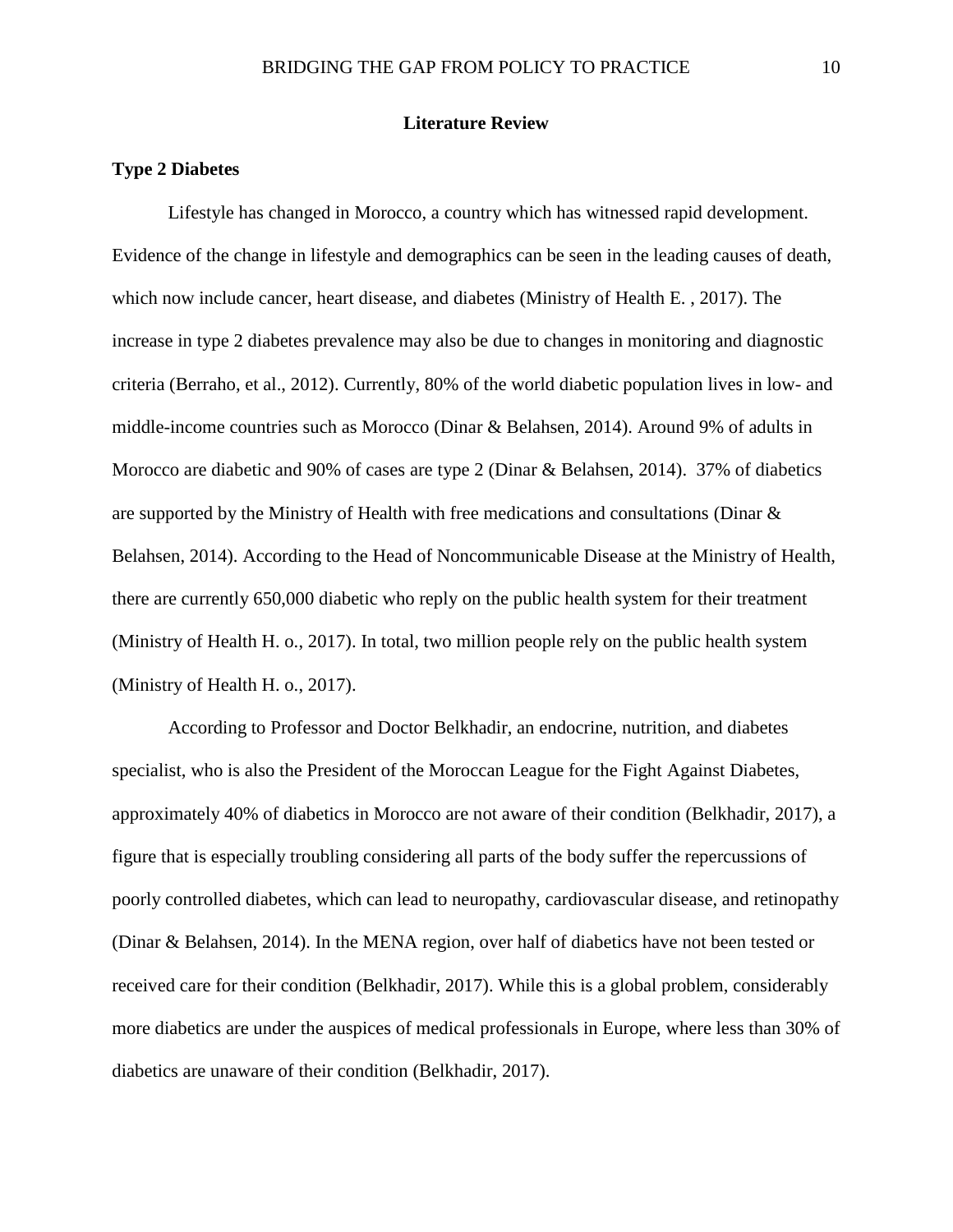## Literature Review

### Type 2 Diabetes

Lifestyle has changed in Morocco, a country which has witnessed rapid development. Evidence of the change in lifestyle and demographics can be seen in the leading causes of death, which now include cancer, heart disease, and diabetes (Ministry of Health E. , 2017). The increase in type 2 diabetes prevalence may also be due to changes in monitoring and diagnostic criteria (Berraho, et al., 2012). Currently, 80% of the world diabetic population lives in low- and middle-income countries such as Morocco (Dinar & Belahsen, 2014). Around 9% of adults in Morocco are diabetic and 90% of cases are type 2 (Dinar & Belahsen, 2014). 37% of diabetics are supported by the Ministry of Health with free medications and consultations (Dinar & Belahsen, 2014). According to the Head of Noncommunicable Disease at the Ministry of Health, there are currently 650,000 diabetic who reply on the public health system for their treatment (Ministry of Health H. o., 2017). In total, two million people rely on the public health system (Ministry of Health H. o., 2017).

According to Professor and Doctor Belkhadir, an endocrine, nutrition, and diabetes specialist, who is also the President of the Moroccan League for the Fight Against Diabetes, approximately 40% of diabetics in Morocco are not aware of their condition (Belkhadir, 2017), a figure that is especially troubling considering all parts of the body suffer the repercussions of poorly controlled diabetes, which can lead to neuropathy, cardiovascular disease, and retinopathy (Dinar & Belahsen, 2014). In the MENA region, over half of diabetics have not been tested or received care for their condition (Belkhadir, 2017). While this is a global problem, considerably more diabetics are under the auspices of medical professionals in Europe, where less than 30% of diabetics are unaware of their condition (Belkhadir, 2017).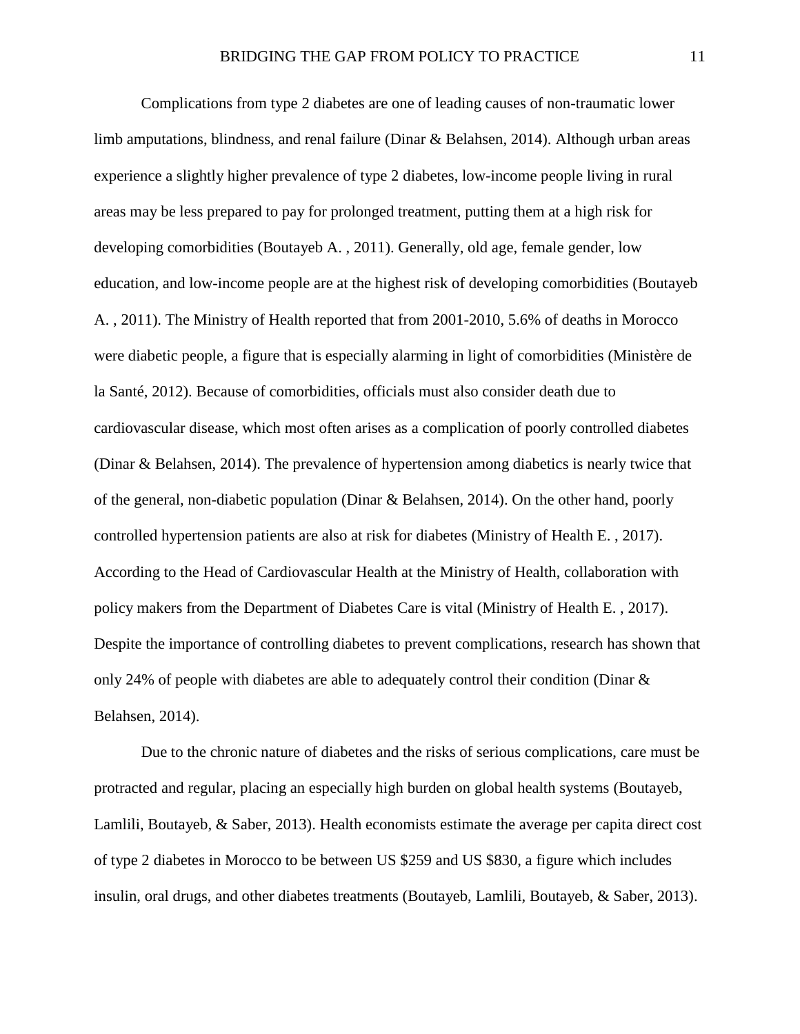Complications from type 2 diabetes are one of leading causes of non-traumatic lower limb amputations, blindness, and renal failure (Dinar & Belahsen, 2014). Although urban areas experience a slightly higher prevalence of type 2 diabetes, low-income people living in rural areas may be less prepared to pay for prolonged treatment, putting them at a high risk for developing comorbidities (Boutayeb A. , 2011). Generally, old age, female gender, low education, and low-income people are at the highest risk of developing comorbidities (Boutayeb A. , 2011). The Ministry of Health reported that from 2001-2010, 5.6% of deaths in Morocco were diabetic people, a figure that is especially alarming in light of comorbidities (Ministère de la Santé, 2012). Because of comorbidities, officials must also consider death due to cardiovascular disease, which most often arises as a complication of poorly controlled diabetes (Dinar & Belahsen, 2014). The prevalence of hypertension among diabetics is nearly twice that of the general, non-diabetic population (Dinar & Belahsen, 2014). On the other hand, poorly controlled hypertension patients are also at risk for diabetes (Ministry of Health E. , 2017). According to the Head of Cardiovascular Health at the Ministry of Health, collaboration with policy makers from the Department of Diabetes Care is vital (Ministry of Health E. , 2017). Despite the importance of controlling diabetes to prevent complications, research has shown that only 24% of people with diabetes are able to adequately control their condition (Dinar & Belahsen, 2014).

Due to the chronic nature of diabetes and the risks of serious complications, care must be protracted and regular, placing an especially high burden on global health systems (Boutayeb, Lamlili, Boutayeb, & Saber, 2013). Health economists estimate the average per capita direct cost of type 2 diabetes in Morocco to be between US $259 and US $830, a figure which includes insulin, oral drugs, and other diabetes treatments (Boutayeb, Lamlili, Boutayeb, & Saber, 2013).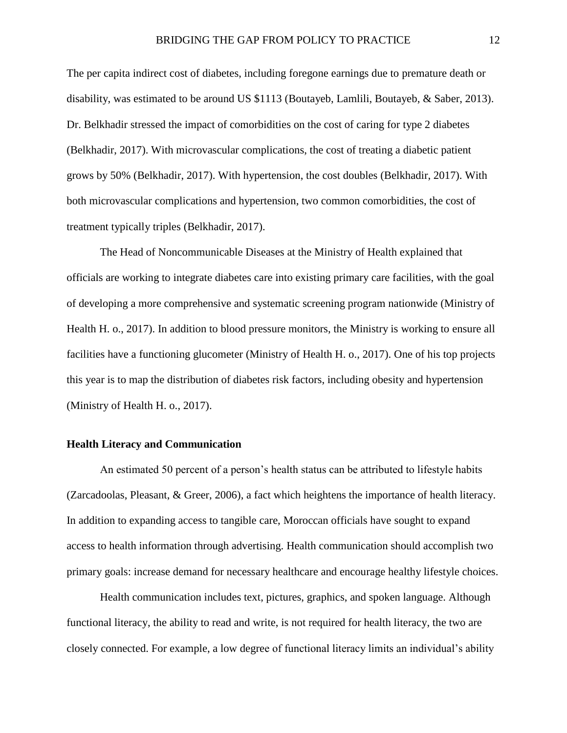The per capita indirect cost of diabetes, including foregone earnings due to premature death or disability, was estimated to be around US $1113 (Boutayeb, Lamlili, Boutayeb, & Saber, 2013). Dr. Belkhadir stressed the impact of comorbidities on the cost of caring for type 2 diabetes (Belkhadir, 2017). With microvascular complications, the cost of treating a diabetic patient grows by 50% (Belkhadir, 2017). With hypertension, the cost doubles (Belkhadir, 2017). With both microvascular complications and hypertension, two common comorbidities, the cost of treatment typically triples (Belkhadir, 2017).

The Head of Noncommunicable Diseases at the Ministry of Health explained that officials are working to integrate diabetes care into existing primary care facilities, with the goal of developing a more comprehensive and systematic screening program nationwide (Ministry of Health H. o., 2017). In addition to blood pressure monitors, the Ministry is working to ensure all facilities have a functioning glucometer (Ministry of Health H. o., 2017). One of his top projects this year is to map the distribution of diabetes risk factors, including obesity and hypertension (Ministry of Health H. o., 2017).

### Health Literacy and Communication

An estimated 50 percent of a person's health status can be attributed to lifestyle habits (Zarcadoolas, Pleasant, & Greer, 2006), a fact which heightens the importance of health literacy. In addition to expanding access to tangible care, Moroccan officials have sought to expand access to health information through advertising. Health communication should accomplish two primary goals: increase demand for necessary healthcare and encourage healthy lifestyle choices.

Health communication includes text, pictures, graphics, and spoken language. Although functional literacy, the ability to read and write, is not required for health literacy, the two are closely connected. For example, a low degree of functional literacy limits an individual's ability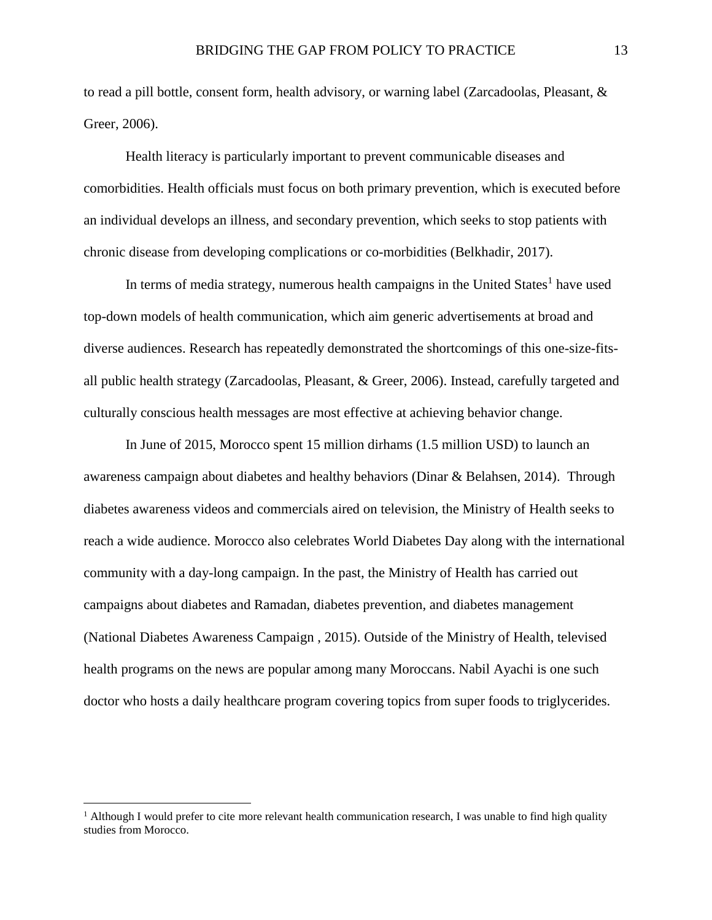to read a pill bottle, consent form, health advisory, or warning label (Zarcadoolas, Pleasant, & Greer, 2006).

Health literacy is particularly important to prevent communicable diseases and comorbidities. Health officials must focus on both primary prevention, which is executed before an individual develops an illness, and secondary prevention, which seeks to stop patients with chronic disease from developing complications or co-morbidities (Belkhadir, 2017).

In terms of media strategy, numerous health campaigns in the United States[1] have used top-down models of health communication, which aim generic advertisements at broad and diverse audiences. Research has repeatedly demonstrated the shortcomings of this one-size-fits-all public health strategy (Zarcadoolas, Pleasant, & Greer, 2006). Instead, carefully targeted and culturally conscious health messages are most effective at achieving behavior change.

In June of 2015, Morocco spent 15 million dirhams (1.5 million USD) to launch an awareness campaign about diabetes and healthy behaviors (Dinar & Belahsen, 2014). Through diabetes awareness videos and commercials aired on television, the Ministry of Health seeks to reach a wide audience. Morocco also celebrates World Diabetes Day along with the international community with a day-long campaign. In the past, the Ministry of Health has carried out campaigns about diabetes and Ramadan, diabetes prevention, and diabetes management (National Diabetes Awareness Campaign , 2015). Outside of the Ministry of Health, televised health programs on the news are popular among many Moroccans. Nabil Ayachi is one such doctor who hosts a daily healthcare program covering topics from super foods to triglycerides.

---

[1] Although I would prefer to cite more relevant health communication research, I was unable to find high quality studies from Morocco.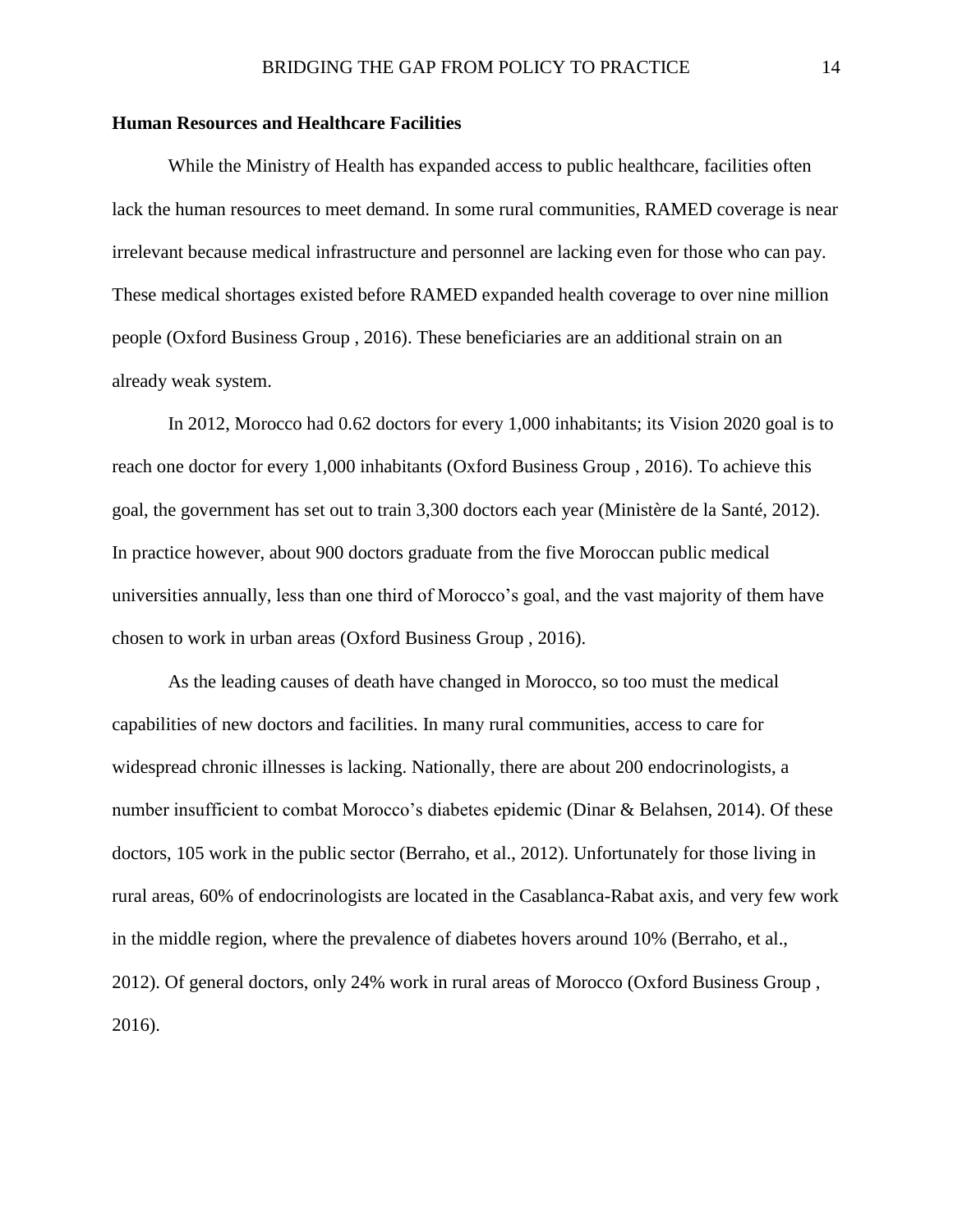## Human Resources and Healthcare Facilities

While the Ministry of Health has expanded access to public healthcare, facilities often lack the human resources to meet demand. In some rural communities, RAMED coverage is near irrelevant because medical infrastructure and personnel are lacking even for those who can pay. These medical shortages existed before RAMED expanded health coverage to over nine million people (Oxford Business Group , 2016). These beneficiaries are an additional strain on an already weak system.

In 2012, Morocco had 0.62 doctors for every 1,000 inhabitants; its Vision 2020 goal is to reach one doctor for every 1,000 inhabitants (Oxford Business Group , 2016). To achieve this goal, the government has set out to train 3,300 doctors each year (Ministère de la Santé, 2012). In practice however, about 900 doctors graduate from the five Moroccan public medical universities annually, less than one third of Morocco's goal, and the vast majority of them have chosen to work in urban areas (Oxford Business Group , 2016).

As the leading causes of death have changed in Morocco, so too must the medical capabilities of new doctors and facilities. In many rural communities, access to care for widespread chronic illnesses is lacking. Nationally, there are about 200 endocrinologists, a number insufficient to combat Morocco's diabetes epidemic (Dinar & Belahsen, 2014). Of these doctors, 105 work in the public sector (Berraho, et al., 2012). Unfortunately for those living in rural areas, 60% of endocrinologists are located in the Casablanca-Rabat axis, and very few work in the middle region, where the prevalence of diabetes hovers around 10% (Berraho, et al., 2012). Of general doctors, only 24% work in rural areas of Morocco (Oxford Business Group , 2016).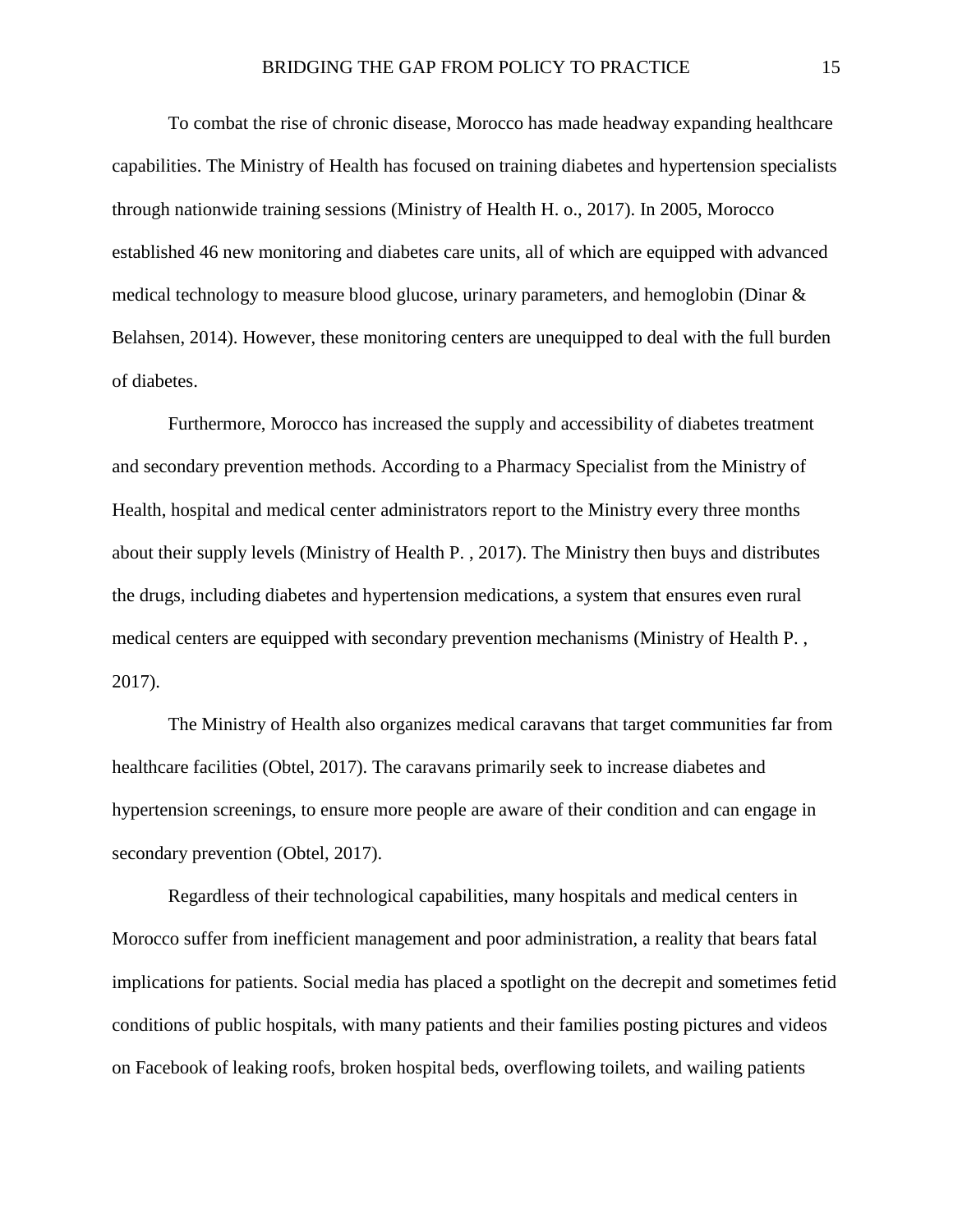To combat the rise of chronic disease, Morocco has made headway expanding healthcare capabilities. The Ministry of Health has focused on training diabetes and hypertension specialists through nationwide training sessions (Ministry of Health H. o., 2017). In 2005, Morocco established 46 new monitoring and diabetes care units, all of which are equipped with advanced medical technology to measure blood glucose, urinary parameters, and hemoglobin (Dinar & Belahsen, 2014). However, these monitoring centers are unequipped to deal with the full burden of diabetes.

Furthermore, Morocco has increased the supply and accessibility of diabetes treatment and secondary prevention methods. According to a Pharmacy Specialist from the Ministry of Health, hospital and medical center administrators report to the Ministry every three months about their supply levels (Ministry of Health P. , 2017). The Ministry then buys and distributes the drugs, including diabetes and hypertension medications, a system that ensures even rural medical centers are equipped with secondary prevention mechanisms (Ministry of Health P. , 2017).

The Ministry of Health also organizes medical caravans that target communities far from healthcare facilities (Obtel, 2017). The caravans primarily seek to increase diabetes and hypertension screenings, to ensure more people are aware of their condition and can engage in secondary prevention (Obtel, 2017).

Regardless of their technological capabilities, many hospitals and medical centers in Morocco suffer from inefficient management and poor administration, a reality that bears fatal implications for patients. Social media has placed a spotlight on the decrepit and sometimes fetid conditions of public hospitals, with many patients and their families posting pictures and videos on Facebook of leaking roofs, broken hospital beds, overflowing toilets, and wailing patients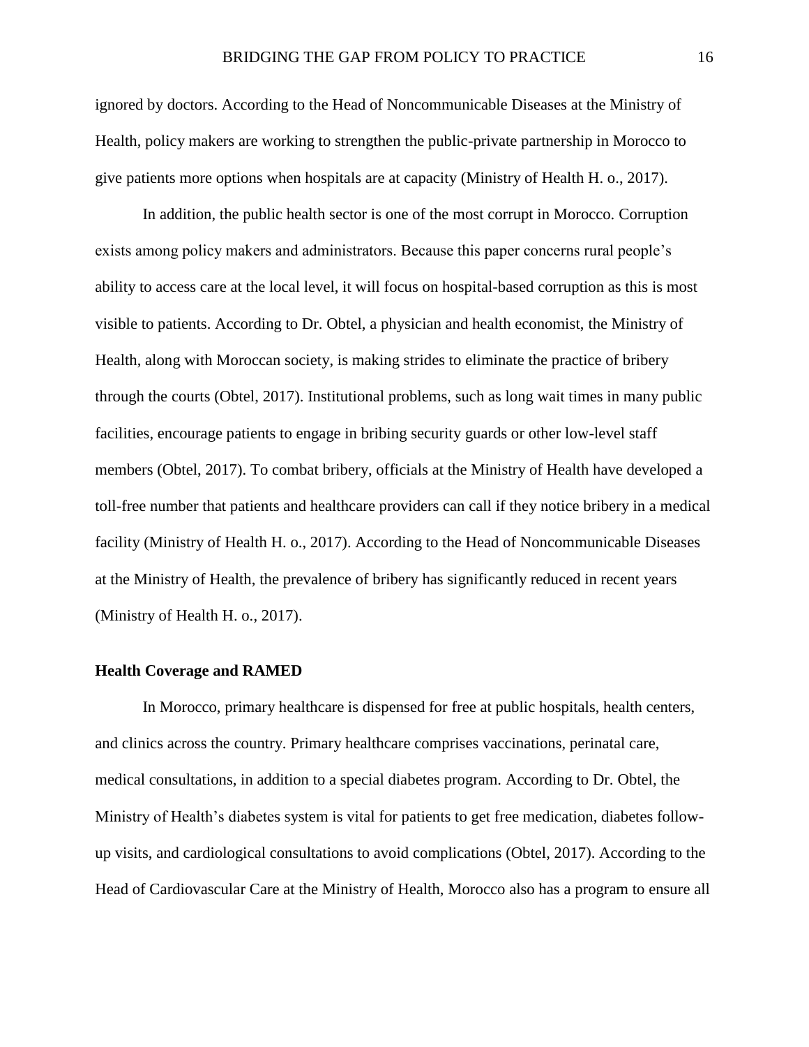ignored by doctors. According to the Head of Noncommunicable Diseases at the Ministry of Health, policy makers are working to strengthen the public-private partnership in Morocco to give patients more options when hospitals are at capacity (Ministry of Health H. o., 2017).

In addition, the public health sector is one of the most corrupt in Morocco. Corruption exists among policy makers and administrators. Because this paper concerns rural people's ability to access care at the local level, it will focus on hospital-based corruption as this is most visible to patients. According to Dr. Obtel, a physician and health economist, the Ministry of Health, along with Moroccan society, is making strides to eliminate the practice of bribery through the courts (Obtel, 2017). Institutional problems, such as long wait times in many public facilities, encourage patients to engage in bribing security guards or other low-level staff members (Obtel, 2017). To combat bribery, officials at the Ministry of Health have developed a toll-free number that patients and healthcare providers can call if they notice bribery in a medical facility (Ministry of Health H. o., 2017). According to the Head of Noncommunicable Diseases at the Ministry of Health, the prevalence of bribery has significantly reduced in recent years (Ministry of Health H. o., 2017).

## Health Coverage and RAMED

In Morocco, primary healthcare is dispensed for free at public hospitals, health centers, and clinics across the country. Primary healthcare comprises vaccinations, perinatal care, medical consultations, in addition to a special diabetes program. According to Dr. Obtel, the Ministry of Health's diabetes system is vital for patients to get free medication, diabetes follow-up visits, and cardiological consultations to avoid complications (Obtel, 2017). According to the Head of Cardiovascular Care at the Ministry of Health, Morocco also has a program to ensure all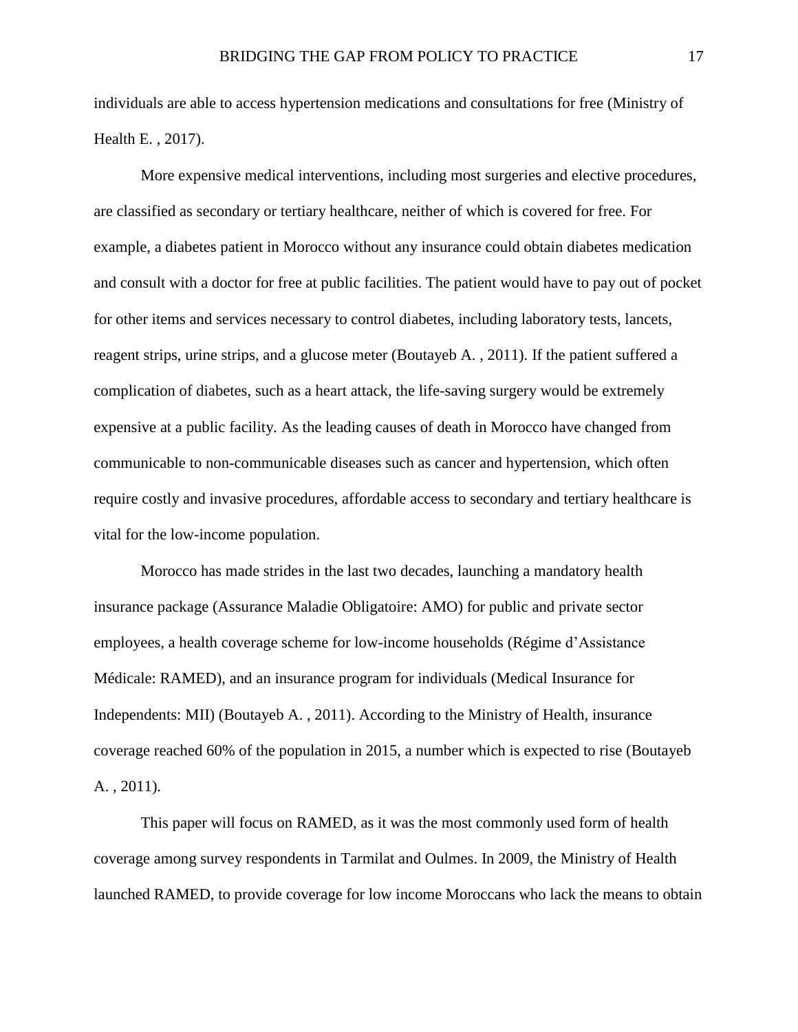individuals are able to access hypertension medications and consultations for free (Ministry of Health E. , 2017).

More expensive medical interventions, including most surgeries and elective procedures, are classified as secondary or tertiary healthcare, neither of which is covered for free. For example, a diabetes patient in Morocco without any insurance could obtain diabetes medication and consult with a doctor for free at public facilities. The patient would have to pay out of pocket for other items and services necessary to control diabetes, including laboratory tests, lancets, reagent strips, urine strips, and a glucose meter (Boutayeb A. , 2011). If the patient suffered a complication of diabetes, such as a heart attack, the life-saving surgery would be extremely expensive at a public facility. As the leading causes of death in Morocco have changed from communicable to non-communicable diseases such as cancer and hypertension, which often require costly and invasive procedures, affordable access to secondary and tertiary healthcare is vital for the low-income population.

Morocco has made strides in the last two decades, launching a mandatory health insurance package (Assurance Maladie Obligatoire: AMO) for public and private sector employees, a health coverage scheme for low-income households (Régime d'Assistance Médicale: RAMED), and an insurance program for individuals (Medical Insurance for Independents: MII) (Boutayeb A. , 2011). According to the Ministry of Health, insurance coverage reached 60% of the population in 2015, a number which is expected to rise (Boutayeb A. , 2011).

This paper will focus on RAMED, as it was the most commonly used form of health coverage among survey respondents in Tarmilat and Oulmes. In 2009, the Ministry of Health launched RAMED, to provide coverage for low income Moroccans who lack the means to obtain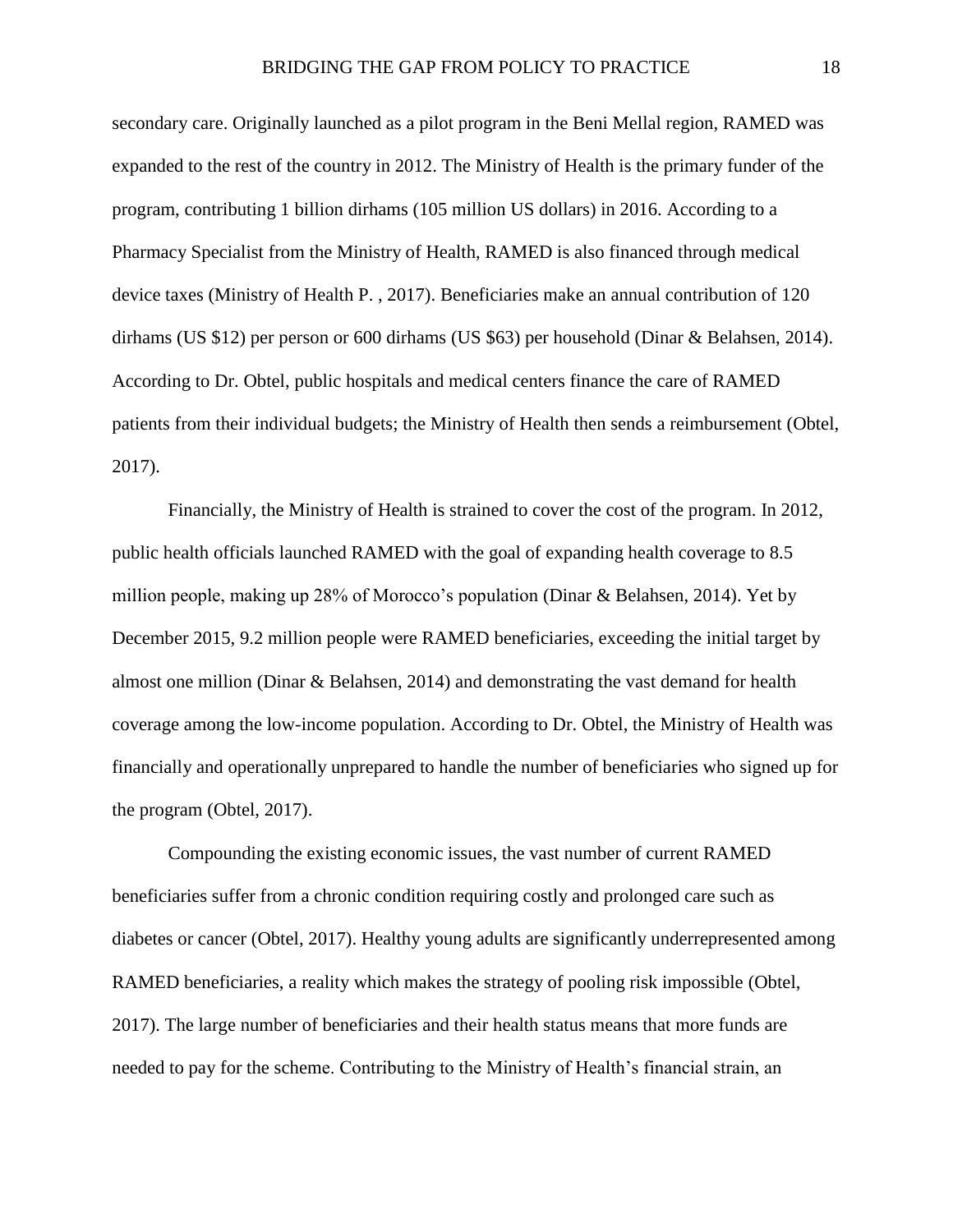secondary care. Originally launched as a pilot program in the Beni Mellal region, RAMED was expanded to the rest of the country in 2012. The Ministry of Health is the primary funder of the program, contributing 1 billion dirhams (105 million US dollars) in 2016. According to a Pharmacy Specialist from the Ministry of Health, RAMED is also financed through medical device taxes (Ministry of Health P. , 2017). Beneficiaries make an annual contribution of 120 dirhams (US $12) per person or 600 dirhams (US $63) per household (Dinar & Belahsen, 2014). According to Dr. Obtel, public hospitals and medical centers finance the care of RAMED patients from their individual budgets; the Ministry of Health then sends a reimbursement (Obtel, 2017).

Financially, the Ministry of Health is strained to cover the cost of the program. In 2012, public health officials launched RAMED with the goal of expanding health coverage to 8.5 million people, making up 28% of Morocco's population (Dinar & Belahsen, 2014). Yet by December 2015, 9.2 million people were RAMED beneficiaries, exceeding the initial target by almost one million (Dinar & Belahsen, 2014) and demonstrating the vast demand for health coverage among the low-income population. According to Dr. Obtel, the Ministry of Health was financially and operationally unprepared to handle the number of beneficiaries who signed up for the program (Obtel, 2017).

Compounding the existing economic issues, the vast number of current RAMED beneficiaries suffer from a chronic condition requiring costly and prolonged care such as diabetes or cancer (Obtel, 2017). Healthy young adults are significantly underrepresented among RAMED beneficiaries, a reality which makes the strategy of pooling risk impossible (Obtel, 2017). The large number of beneficiaries and their health status means that more funds are needed to pay for the scheme. Contributing to the Ministry of Health's financial strain, an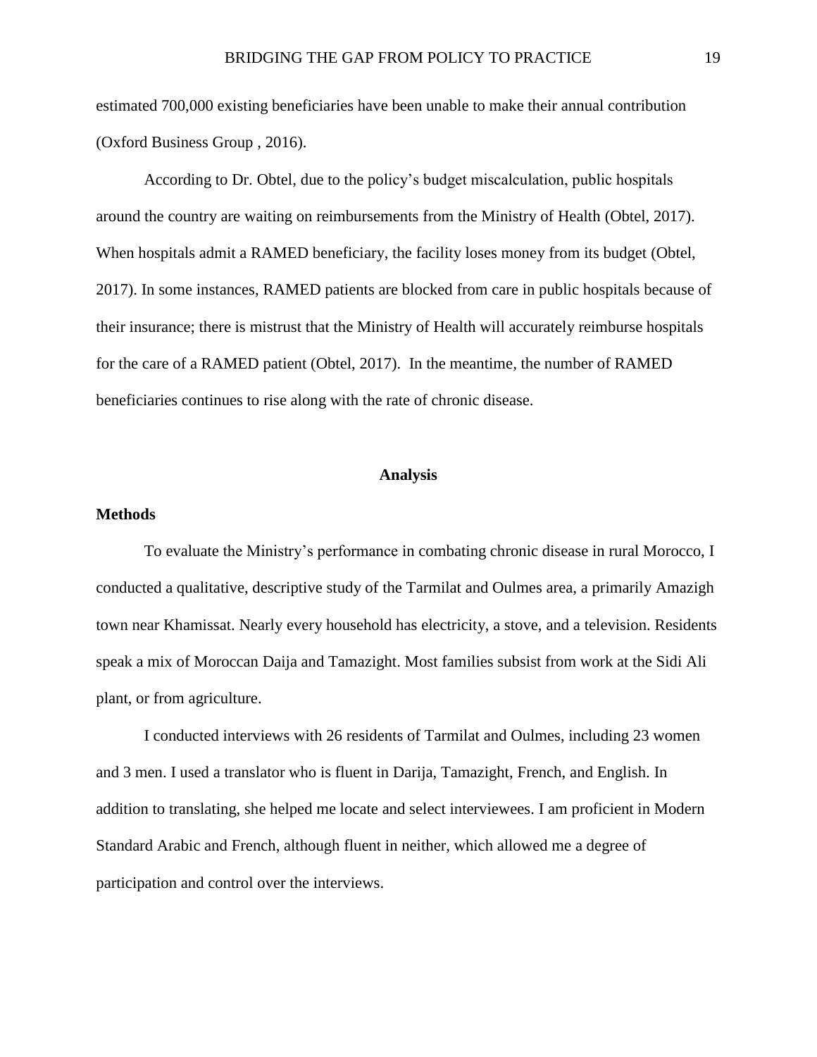estimated 700,000 existing beneficiaries have been unable to make their annual contribution (Oxford Business Group , 2016).

According to Dr. Obtel, due to the policy's budget miscalculation, public hospitals around the country are waiting on reimbursements from the Ministry of Health (Obtel, 2017). When hospitals admit a RAMED beneficiary, the facility loses money from its budget (Obtel, 2017). In some instances, RAMED patients are blocked from care in public hospitals because of their insurance; there is mistrust that the Ministry of Health will accurately reimburse hospitals for the care of a RAMED patient (Obtel, 2017). In the meantime, the number of RAMED beneficiaries continues to rise along with the rate of chronic disease.

## Analysis

### Methods

To evaluate the Ministry's performance in combating chronic disease in rural Morocco, I conducted a qualitative, descriptive study of the Tarmilat and Oulmes area, a primarily Amazigh town near Khamissat. Nearly every household has electricity, a stove, and a television. Residents speak a mix of Moroccan Daija and Tamazight. Most families subsist from work at the Sidi Ali plant, or from agriculture.

I conducted interviews with 26 residents of Tarmilat and Oulmes, including 23 women and 3 men. I used a translator who is fluent in Darija, Tamazight, French, and English. In addition to translating, she helped me locate and select interviewees. I am proficient in Modern Standard Arabic and French, although fluent in neither, which allowed me a degree of participation and control over the interviews.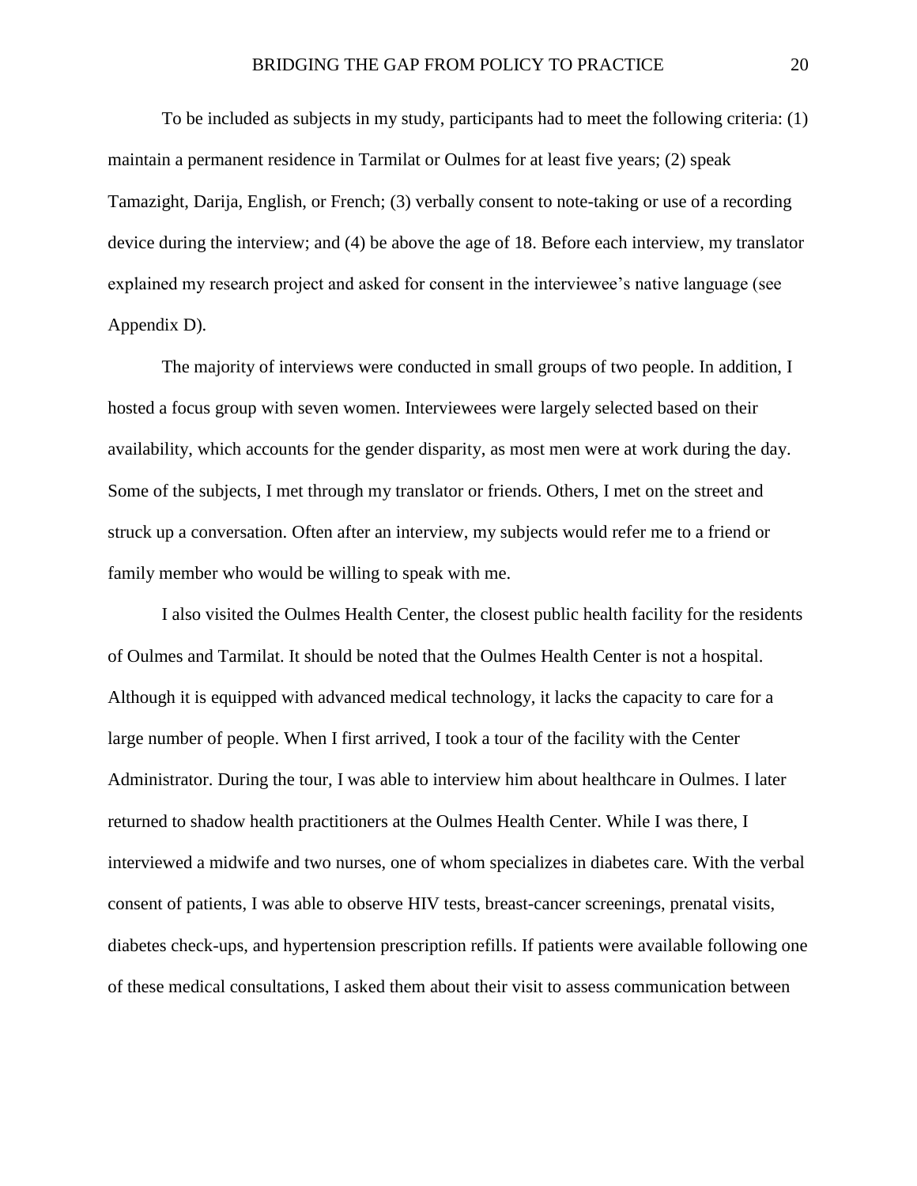To be included as subjects in my study, participants had to meet the following criteria: (1) maintain a permanent residence in Tarmilat or Oulmes for at least five years; (2) speak Tamazight, Darija, English, or French; (3) verbally consent to note-taking or use of a recording device during the interview; and (4) be above the age of 18. Before each interview, my translator explained my research project and asked for consent in the interviewee's native language (see Appendix D).

The majority of interviews were conducted in small groups of two people. In addition, I hosted a focus group with seven women. Interviewees were largely selected based on their availability, which accounts for the gender disparity, as most men were at work during the day. Some of the subjects, I met through my translator or friends. Others, I met on the street and struck up a conversation. Often after an interview, my subjects would refer me to a friend or family member who would be willing to speak with me.

I also visited the Oulmes Health Center, the closest public health facility for the residents of Oulmes and Tarmilat. It should be noted that the Oulmes Health Center is not a hospital. Although it is equipped with advanced medical technology, it lacks the capacity to care for a large number of people. When I first arrived, I took a tour of the facility with the Center Administrator. During the tour, I was able to interview him about healthcare in Oulmes. I later returned to shadow health practitioners at the Oulmes Health Center. While I was there, I interviewed a midwife and two nurses, one of whom specializes in diabetes care. With the verbal consent of patients, I was able to observe HIV tests, breast-cancer screenings, prenatal visits, diabetes check-ups, and hypertension prescription refills. If patients were available following one of these medical consultations, I asked them about their visit to assess communication between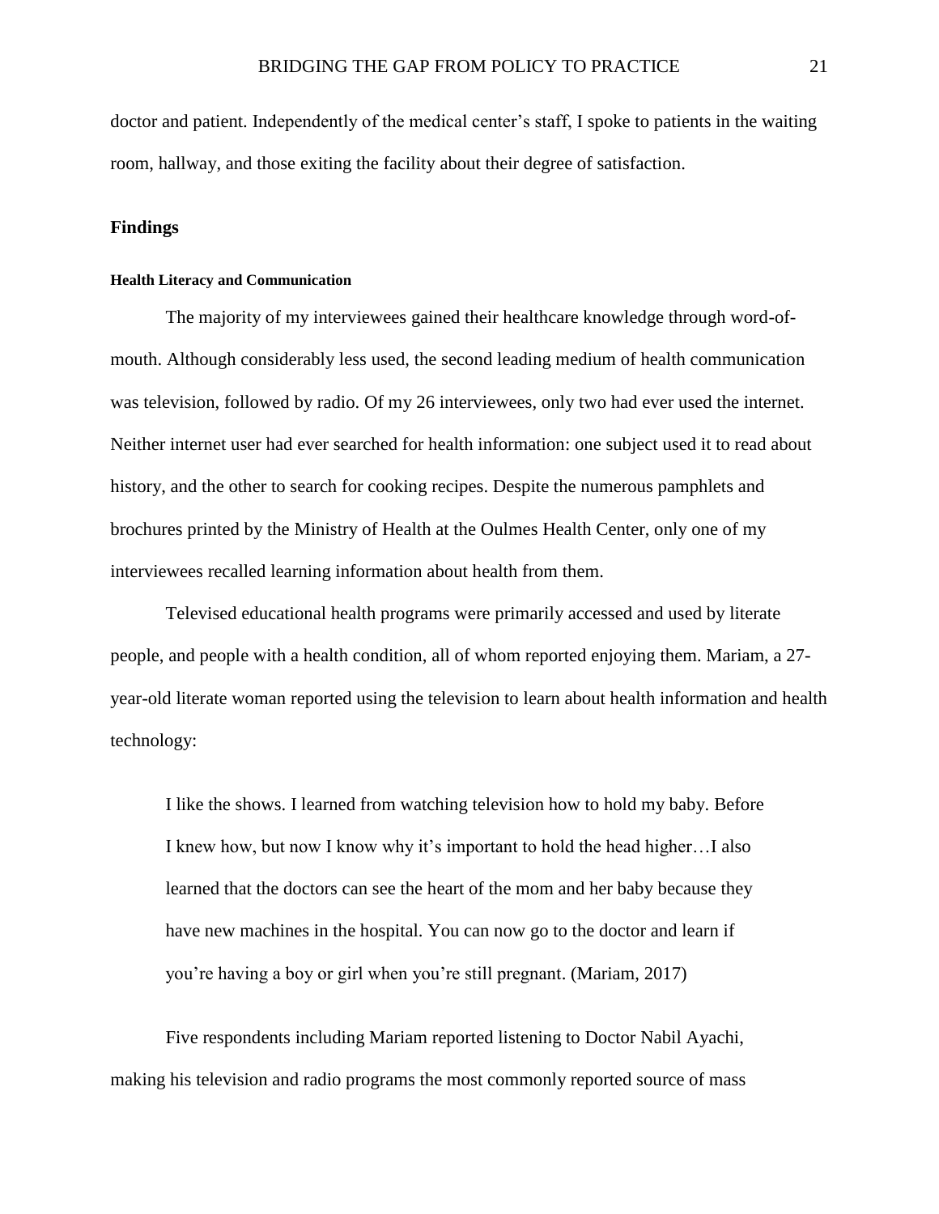doctor and patient. Independently of the medical center's staff, I spoke to patients in the waiting room, hallway, and those exiting the facility about their degree of satisfaction.

## Findings

### Health Literacy and Communication

The majority of my interviewees gained their healthcare knowledge through word-of-mouth. Although considerably less used, the second leading medium of health communication was television, followed by radio. Of my 26 interviewees, only two had ever used the internet. Neither internet user had ever searched for health information: one subject used it to read about history, and the other to search for cooking recipes. Despite the numerous pamphlets and brochures printed by the Ministry of Health at the Oulmes Health Center, only one of my interviewees recalled learning information about health from them.

Televised educational health programs were primarily accessed and used by literate people, and people with a health condition, all of whom reported enjoying them. Mariam, a 27-year-old literate woman reported using the television to learn about health information and health technology:

> I like the shows. I learned from watching television how to hold my baby. Before I knew how, but now I know why it's important to hold the head higher…I also learned that the doctors can see the heart of the mom and her baby because they have new machines in the hospital. You can now go to the doctor and learn if you're having a boy or girl when you're still pregnant. (Mariam, 2017)

Five respondents including Mariam reported listening to Doctor Nabil Ayachi, making his television and radio programs the most commonly reported source of mass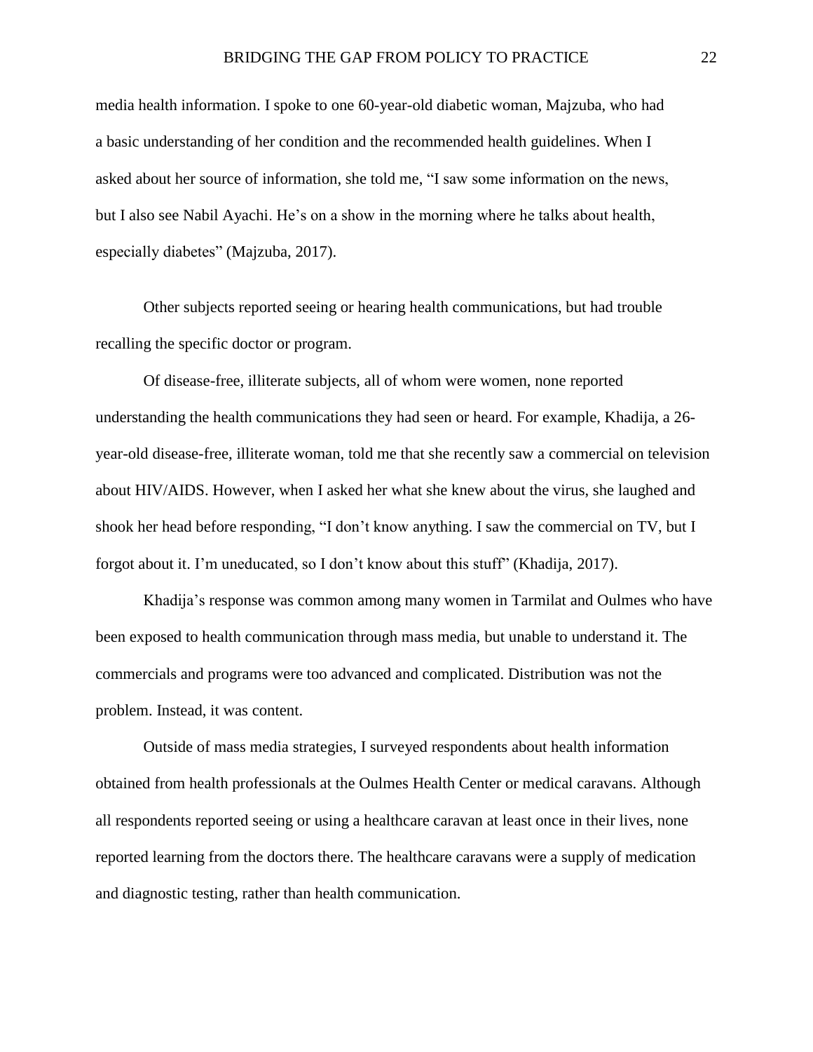media health information. I spoke to one 60-year-old diabetic woman, Majzuba, who had a basic understanding of her condition and the recommended health guidelines. When I asked about her source of information, she told me, "I saw some information on the news, but I also see Nabil Ayachi. He's on a show in the morning where he talks about health, especially diabetes" (Majzuba, 2017).

Other subjects reported seeing or hearing health communications, but had trouble recalling the specific doctor or program.

Of disease-free, illiterate subjects, all of whom were women, none reported understanding the health communications they had seen or heard. For example, Khadija, a 26-year-old disease-free, illiterate woman, told me that she recently saw a commercial on television about HIV/AIDS. However, when I asked her what she knew about the virus, she laughed and shook her head before responding, "I don't know anything. I saw the commercial on TV, but I forgot about it. I'm uneducated, so I don't know about this stuff" (Khadija, 2017).

Khadija's response was common among many women in Tarmilat and Oulmes who have been exposed to health communication through mass media, but unable to understand it. The commercials and programs were too advanced and complicated. Distribution was not the problem. Instead, it was content.

Outside of mass media strategies, I surveyed respondents about health information obtained from health professionals at the Oulmes Health Center or medical caravans. Although all respondents reported seeing or using a healthcare caravan at least once in their lives, none reported learning from the doctors there. The healthcare caravans were a supply of medication and diagnostic testing, rather than health communication.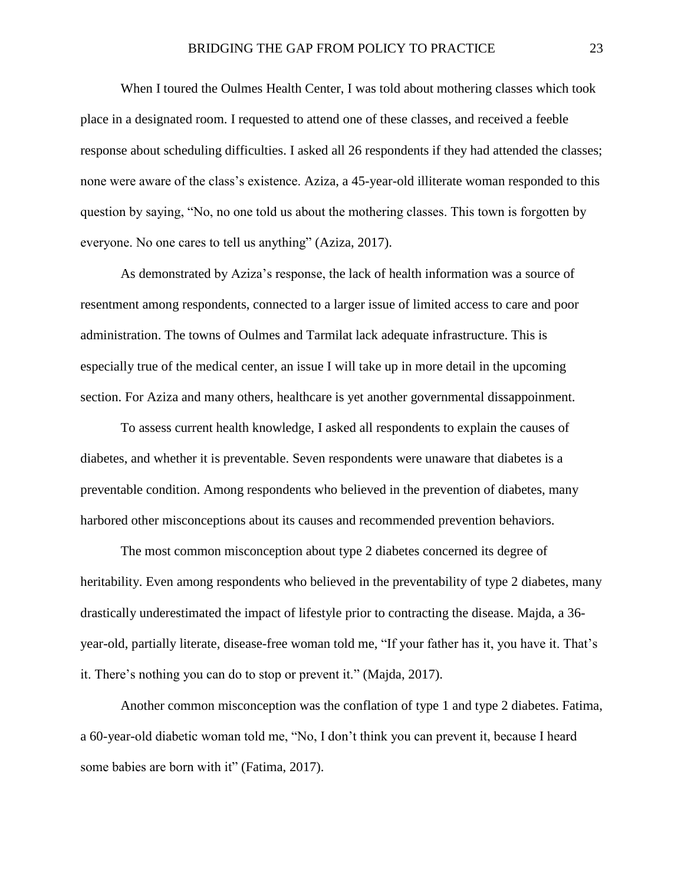When I toured the Oulmes Health Center, I was told about mothering classes which took place in a designated room. I requested to attend one of these classes, and received a feeble response about scheduling difficulties. I asked all 26 respondents if they had attended the classes; none were aware of the class's existence. Aziza, a 45-year-old illiterate woman responded to this question by saying, "No, no one told us about the mothering classes. This town is forgotten by everyone. No one cares to tell us anything" (Aziza, 2017).

As demonstrated by Aziza's response, the lack of health information was a source of resentment among respondents, connected to a larger issue of limited access to care and poor administration. The towns of Oulmes and Tarmilat lack adequate infrastructure. This is especially true of the medical center, an issue I will take up in more detail in the upcoming section. For Aziza and many others, healthcare is yet another governmental dissappoinment.

To assess current health knowledge, I asked all respondents to explain the causes of diabetes, and whether it is preventable. Seven respondents were unaware that diabetes is a preventable condition. Among respondents who believed in the prevention of diabetes, many harbored other misconceptions about its causes and recommended prevention behaviors.

The most common misconception about type 2 diabetes concerned its degree of heritability. Even among respondents who believed in the preventability of type 2 diabetes, many drastically underestimated the impact of lifestyle prior to contracting the disease. Majda, a 36-year-old, partially literate, disease-free woman told me, "If your father has it, you have it. That's it. There's nothing you can do to stop or prevent it." (Majda, 2017).

Another common misconception was the conflation of type 1 and type 2 diabetes. Fatima, a 60-year-old diabetic woman told me, "No, I don't think you can prevent it, because I heard some babies are born with it" (Fatima, 2017).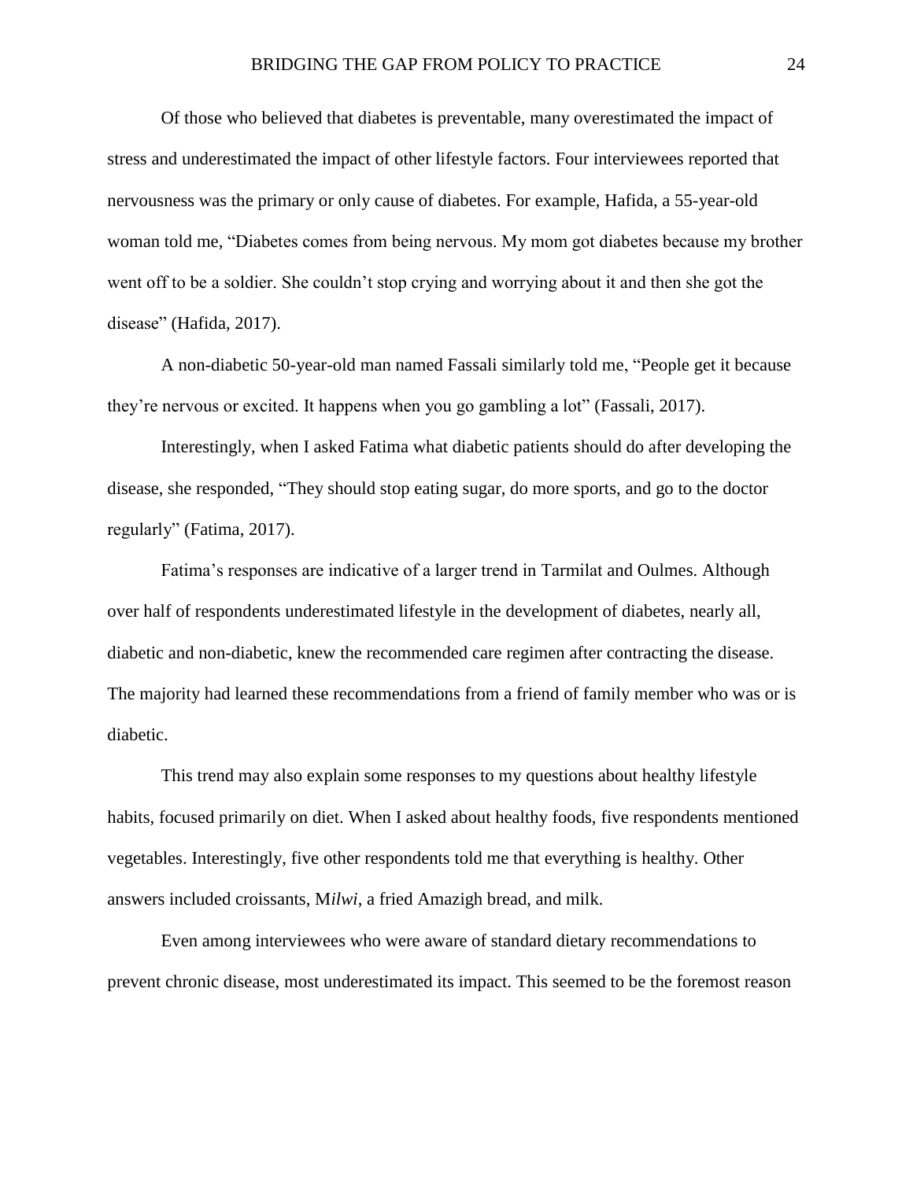Of those who believed that diabetes is preventable, many overestimated the impact of stress and underestimated the impact of other lifestyle factors. Four interviewees reported that nervousness was the primary or only cause of diabetes. For example, Hafida, a 55-year-old woman told me, “Diabetes comes from being nervous. My mom got diabetes because my brother went off to be a soldier. She couldn’t stop crying and worrying about it and then she got the disease” (Hafida, 2017).

A non-diabetic 50-year-old man named Fassali similarly told me, “People get it because they’re nervous or excited. It happens when you go gambling a lot” (Fassali, 2017).

Interestingly, when I asked Fatima what diabetic patients should do after developing the disease, she responded, “They should stop eating sugar, do more sports, and go to the doctor regularly” (Fatima, 2017).

Fatima’s responses are indicative of a larger trend in Tarmilat and Oulmes. Although over half of respondents underestimated lifestyle in the development of diabetes, nearly all, diabetic and non-diabetic, knew the recommended care regimen after contracting the disease. The majority had learned these recommendations from a friend of family member who was or is diabetic.

This trend may also explain some responses to my questions about healthy lifestyle habits, focused primarily on diet. When I asked about healthy foods, five respondents mentioned vegetables. Interestingly, five other respondents told me that everything is healthy. Other answers included croissants, M*ilwi*, a fried Amazigh bread, and milk.

Even among interviewees who were aware of standard dietary recommendations to prevent chronic disease, most underestimated its impact. This seemed to be the foremost reason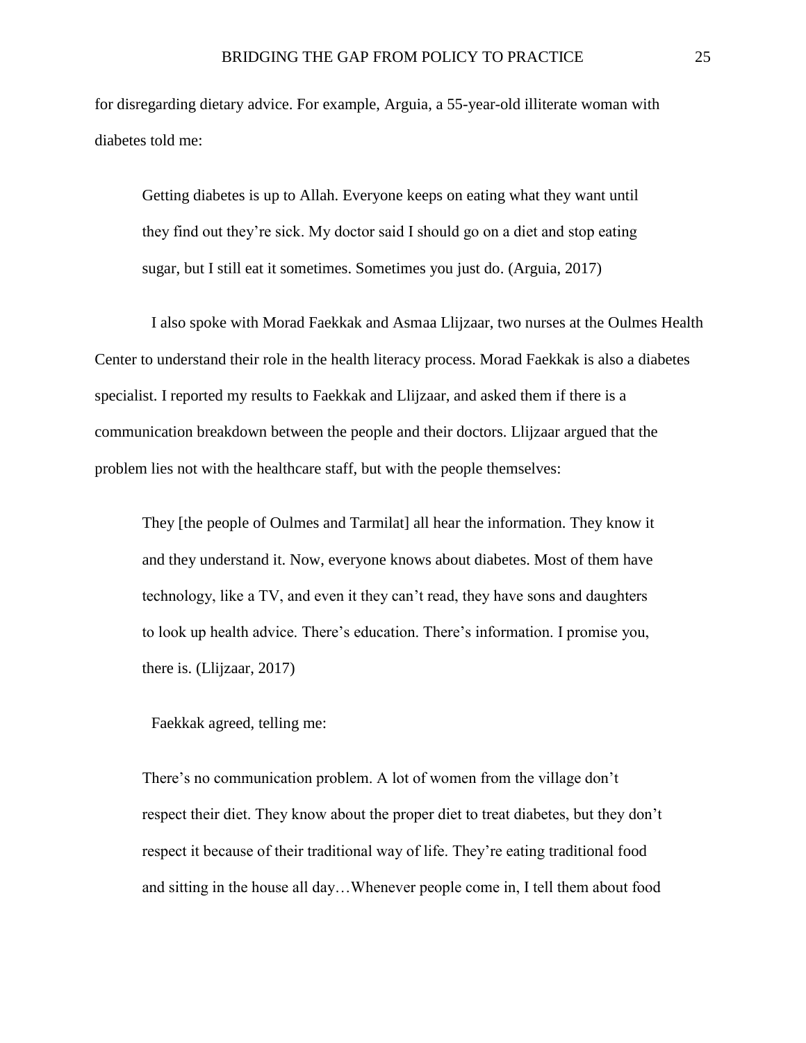for disregarding dietary advice. For example, Arguia, a 55-year-old illiterate woman with diabetes told me:

> Getting diabetes is up to Allah. Everyone keeps on eating what they want until they find out they're sick. My doctor said I should go on a diet and stop eating sugar, but I still eat it sometimes. Sometimes you just do. (Arguia, 2017)

I also spoke with Morad Faekkak and Asmaa Llijzaar, two nurses at the Oulmes Health Center to understand their role in the health literacy process. Morad Faekkak is also a diabetes specialist. I reported my results to Faekkak and Llijzaar, and asked them if there is a communication breakdown between the people and their doctors. Llijzaar argued that the problem lies not with the healthcare staff, but with the people themselves:

> They [the people of Oulmes and Tarmilat] all hear the information. They know it and they understand it. Now, everyone knows about diabetes. Most of them have technology, like a TV, and even it they can't read, they have sons and daughters to look up health advice. There's education. There's information. I promise you, there is. (Llijzaar, 2017)

Faekkak agreed, telling me:

> There's no communication problem. A lot of women from the village don't respect their diet. They know about the proper diet to treat diabetes, but they don't respect it because of their traditional way of life. They're eating traditional food and sitting in the house all day…Whenever people come in, I tell them about food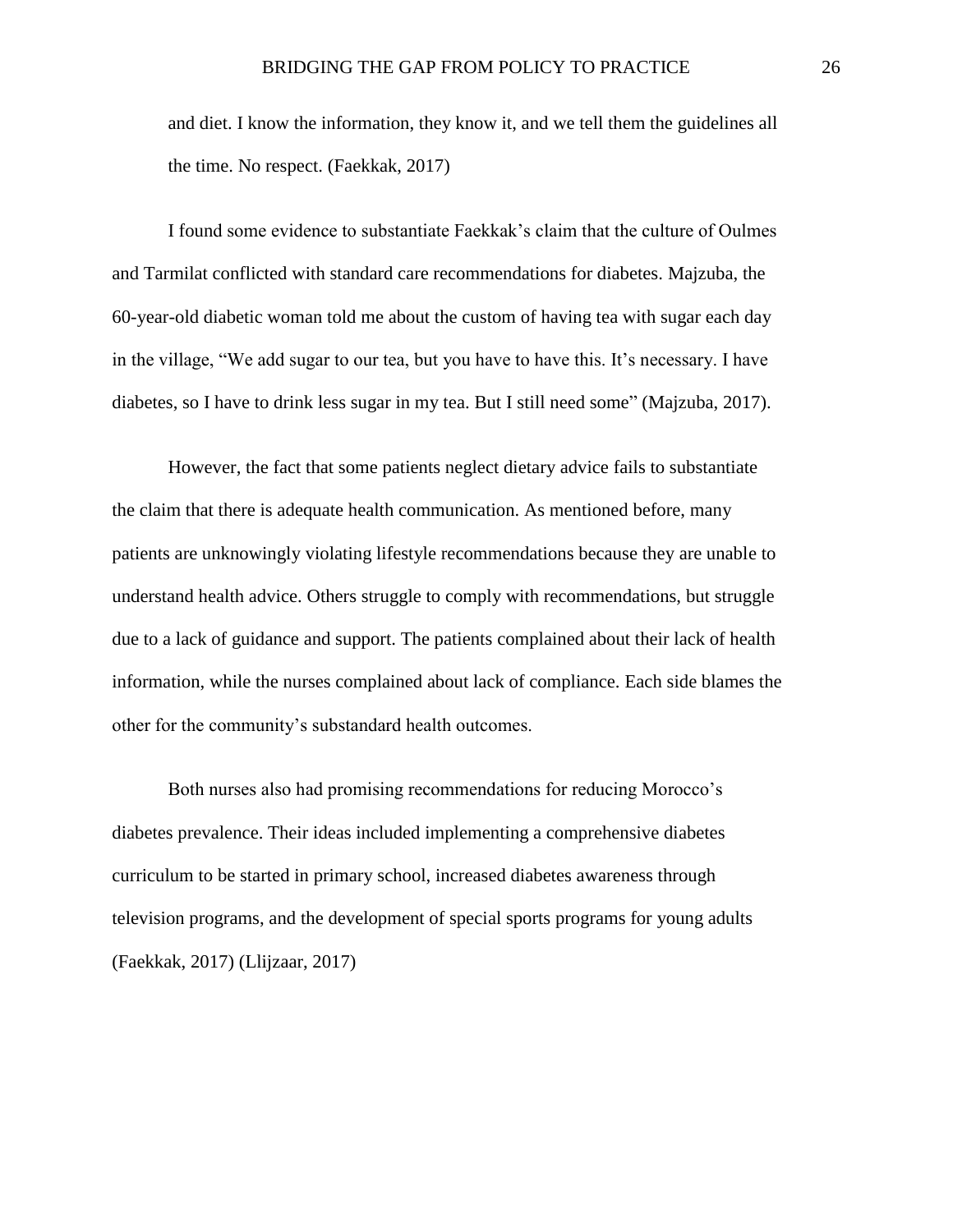> and diet. I know the information, they know it, and we tell them the guidelines all the time. No respect. (Faekkak, 2017)

I found some evidence to substantiate Faekkak's claim that the culture of Oulmes and Tarmilat conflicted with standard care recommendations for diabetes. Majzuba, the 60-year-old diabetic woman told me about the custom of having tea with sugar each day in the village, "We add sugar to our tea, but you have to have this. It's necessary. I have diabetes, so I have to drink less sugar in my tea. But I still need some" (Majzuba, 2017).

However, the fact that some patients neglect dietary advice fails to substantiate the claim that there is adequate health communication. As mentioned before, many patients are unknowingly violating lifestyle recommendations because they are unable to understand health advice. Others struggle to comply with recommendations, but struggle due to a lack of guidance and support. The patients complained about their lack of health information, while the nurses complained about lack of compliance. Each side blames the other for the community's substandard health outcomes.

Both nurses also had promising recommendations for reducing Morocco's diabetes prevalence. Their ideas included implementing a comprehensive diabetes curriculum to be started in primary school, increased diabetes awareness through television programs, and the development of special sports programs for young adults (Faekkak, 2017) (Llijzaar, 2017)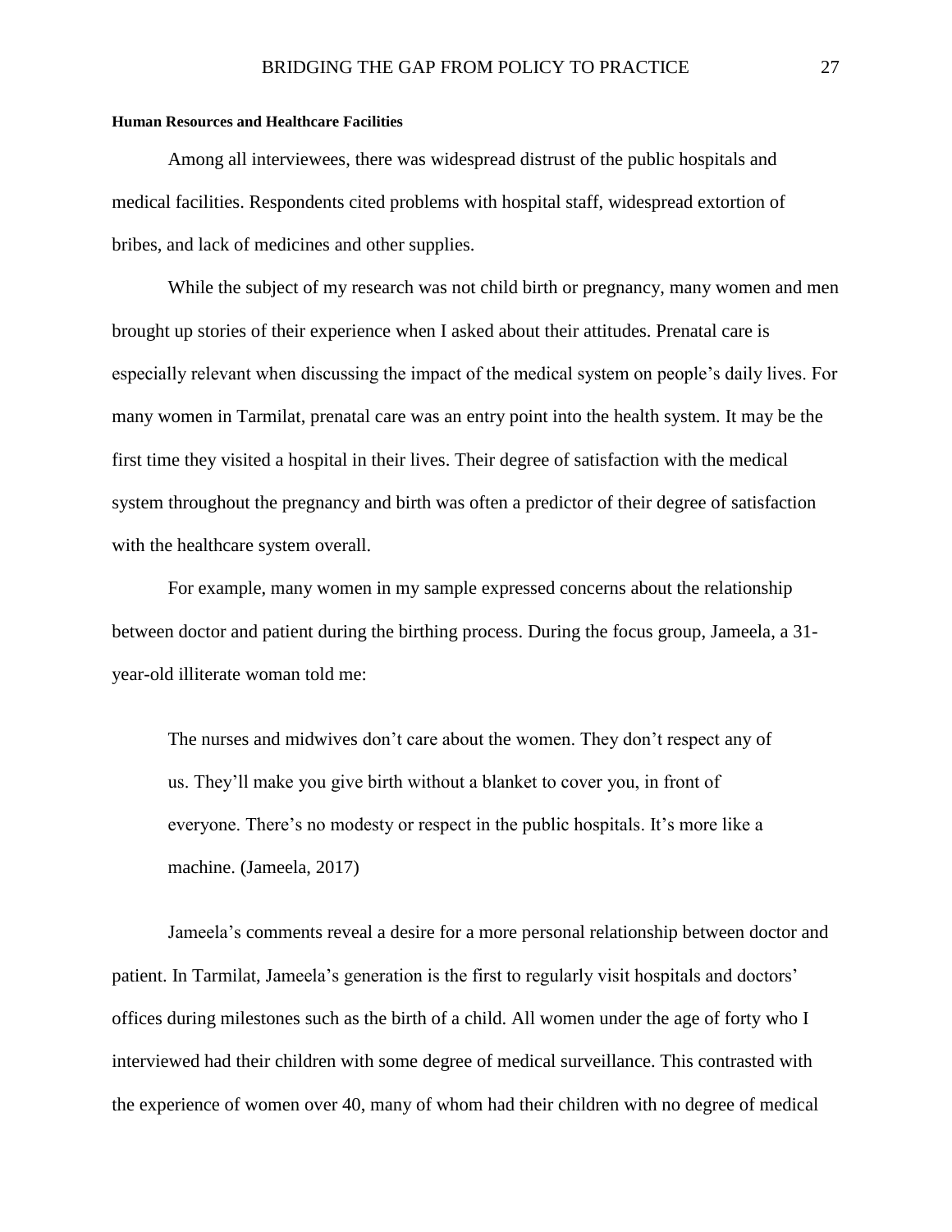### Human Resources and Healthcare Facilities

Among all interviewees, there was widespread distrust of the public hospitals and medical facilities. Respondents cited problems with hospital staff, widespread extortion of bribes, and lack of medicines and other supplies.

While the subject of my research was not child birth or pregnancy, many women and men brought up stories of their experience when I asked about their attitudes. Prenatal care is especially relevant when discussing the impact of the medical system on people's daily lives. For many women in Tarmilat, prenatal care was an entry point into the health system. It may be the first time they visited a hospital in their lives. Their degree of satisfaction with the medical system throughout the pregnancy and birth was often a predictor of their degree of satisfaction with the healthcare system overall.

For example, many women in my sample expressed concerns about the relationship between doctor and patient during the birthing process. During the focus group, Jameela, a 31-year-old illiterate woman told me:

> The nurses and midwives don't care about the women. They don't respect any of us. They'll make you give birth without a blanket to cover you, in front of everyone. There's no modesty or respect in the public hospitals. It's more like a machine. (Jameela, 2017)

Jameela's comments reveal a desire for a more personal relationship between doctor and patient. In Tarmilat, Jameela's generation is the first to regularly visit hospitals and doctors' offices during milestones such as the birth of a child. All women under the age of forty who I interviewed had their children with some degree of medical surveillance. This contrasted with the experience of women over 40, many of whom had their children with no degree of medical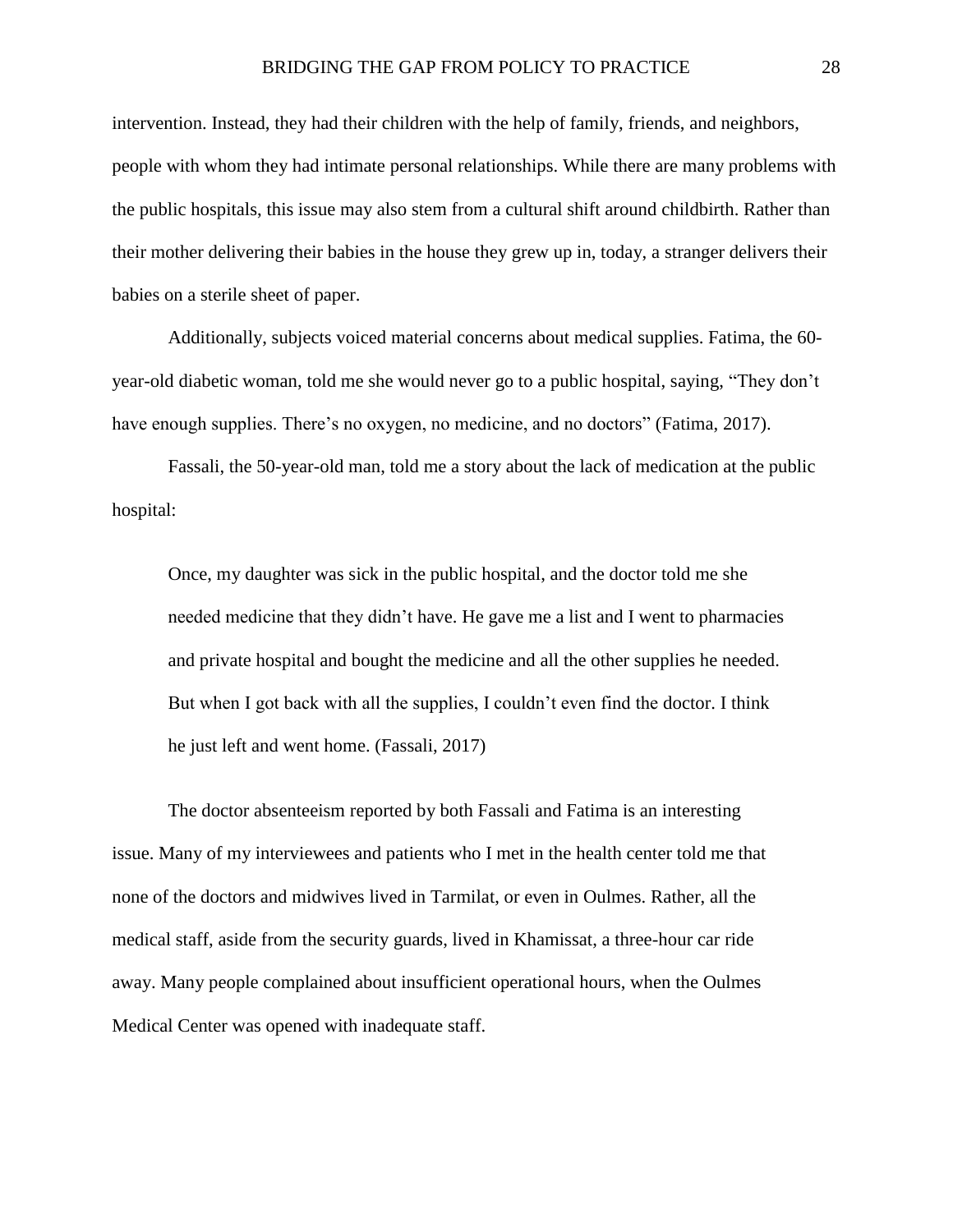intervention. Instead, they had their children with the help of family, friends, and neighbors, people with whom they had intimate personal relationships. While there are many problems with the public hospitals, this issue may also stem from a cultural shift around childbirth. Rather than their mother delivering their babies in the house they grew up in, today, a stranger delivers their babies on a sterile sheet of paper.

Additionally, subjects voiced material concerns about medical supplies. Fatima, the 60-year-old diabetic woman, told me she would never go to a public hospital, saying, “They don’t have enough supplies. There’s no oxygen, no medicine, and no doctors” (Fatima, 2017).

Fassali, the 50-year-old man, told me a story about the lack of medication at the public hospital:

> Once, my daughter was sick in the public hospital, and the doctor told me she needed medicine that they didn’t have. He gave me a list and I went to pharmacies and private hospital and bought the medicine and all the other supplies he needed. But when I got back with all the supplies, I couldn’t even find the doctor. I think he just left and went home. (Fassali, 2017)

The doctor absenteeism reported by both Fassali and Fatima is an interesting issue. Many of my interviewees and patients who I met in the health center told me that none of the doctors and midwives lived in Tarmilat, or even in Oulmes. Rather, all the medical staff, aside from the security guards, lived in Khamissat, a three-hour car ride away. Many people complained about insufficient operational hours, when the Oulmes Medical Center was opened with inadequate staff.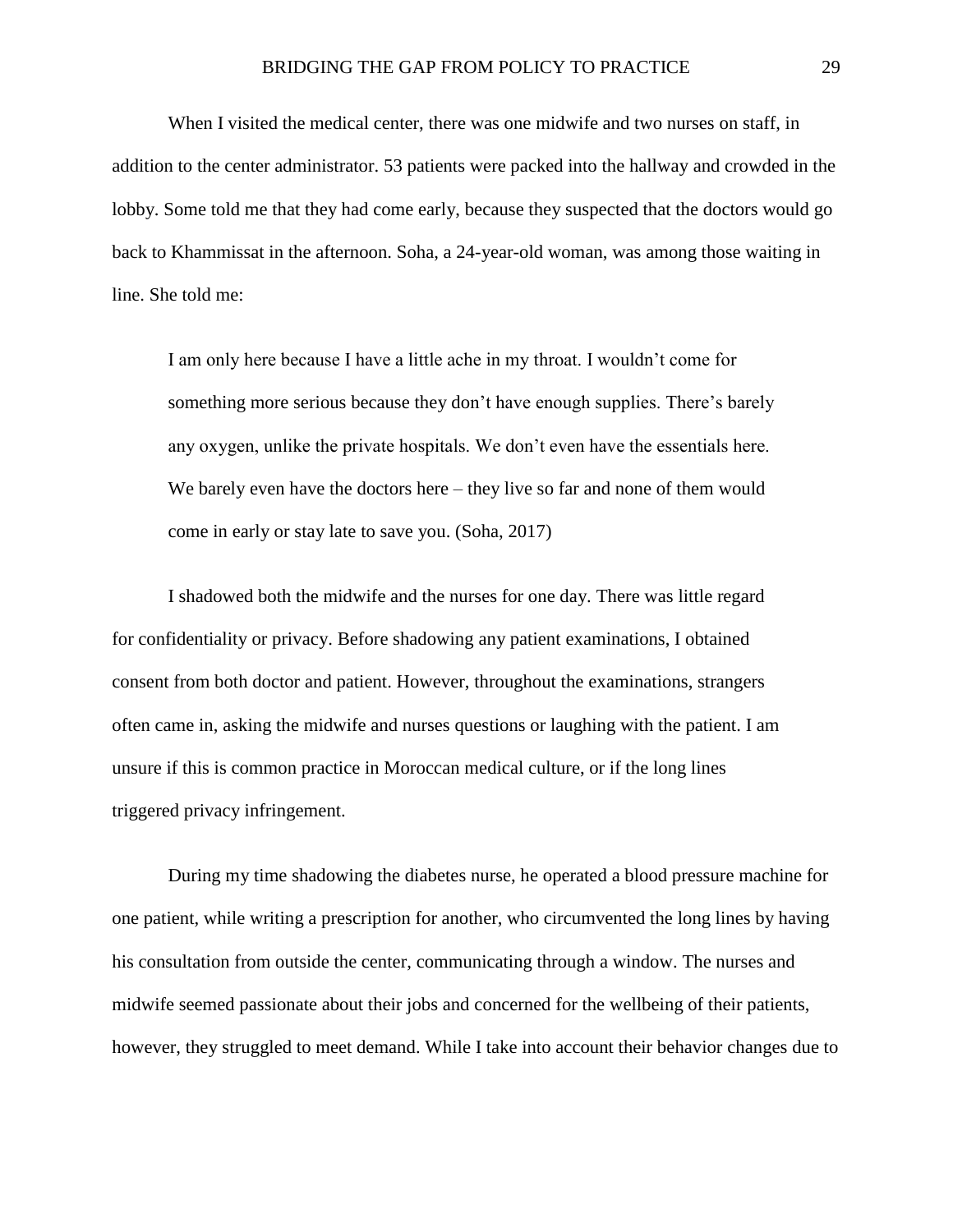When I visited the medical center, there was one midwife and two nurses on staff, in addition to the center administrator. 53 patients were packed into the hallway and crowded in the lobby. Some told me that they had come early, because they suspected that the doctors would go back to Khammissat in the afternoon. Soha, a 24-year-old woman, was among those waiting in line. She told me:

> I am only here because I have a little ache in my throat. I wouldn't come for something more serious because they don't have enough supplies. There's barely any oxygen, unlike the private hospitals. We don't even have the essentials here. We barely even have the doctors here – they live so far and none of them would come in early or stay late to save you. (Soha, 2017)

I shadowed both the midwife and the nurses for one day. There was little regard for confidentiality or privacy. Before shadowing any patient examinations, I obtained consent from both doctor and patient. However, throughout the examinations, strangers often came in, asking the midwife and nurses questions or laughing with the patient. I am unsure if this is common practice in Moroccan medical culture, or if the long lines triggered privacy infringement.

During my time shadowing the diabetes nurse, he operated a blood pressure machine for one patient, while writing a prescription for another, who circumvented the long lines by having his consultation from outside the center, communicating through a window. The nurses and midwife seemed passionate about their jobs and concerned for the wellbeing of their patients, however, they struggled to meet demand. While I take into account their behavior changes due to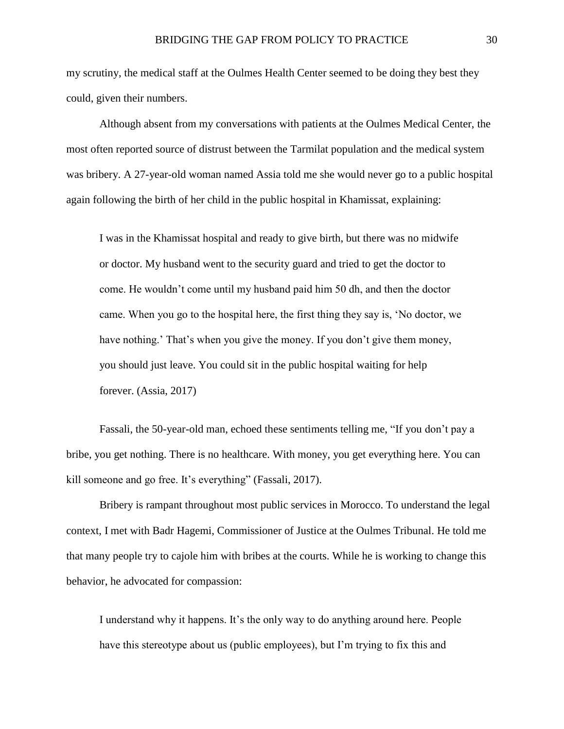my scrutiny, the medical staff at the Oulmes Health Center seemed to be doing they best they could, given their numbers.

Although absent from my conversations with patients at the Oulmes Medical Center, the most often reported source of distrust between the Tarmilat population and the medical system was bribery. A 27-year-old woman named Assia told me she would never go to a public hospital again following the birth of her child in the public hospital in Khamissat, explaining:

> I was in the Khamissat hospital and ready to give birth, but there was no midwife or doctor. My husband went to the security guard and tried to get the doctor to come. He wouldn't come until my husband paid him 50 dh, and then the doctor came. When you go to the hospital here, the first thing they say is, 'No doctor, we have nothing.' That's when you give the money. If you don't give them money, you should just leave. You could sit in the public hospital waiting for help forever. (Assia, 2017)

Fassali, the 50-year-old man, echoed these sentiments telling me, "If you don't pay a bribe, you get nothing. There is no healthcare. With money, you get everything here. You can kill someone and go free. It's everything" (Fassali, 2017).

Bribery is rampant throughout most public services in Morocco. To understand the legal context, I met with Badr Hagemi, Commissioner of Justice at the Oulmes Tribunal. He told me that many people try to cajole him with bribes at the courts. While he is working to change this behavior, he advocated for compassion:

> I understand why it happens. It's the only way to do anything around here. People have this stereotype about us (public employees), but I'm trying to fix this and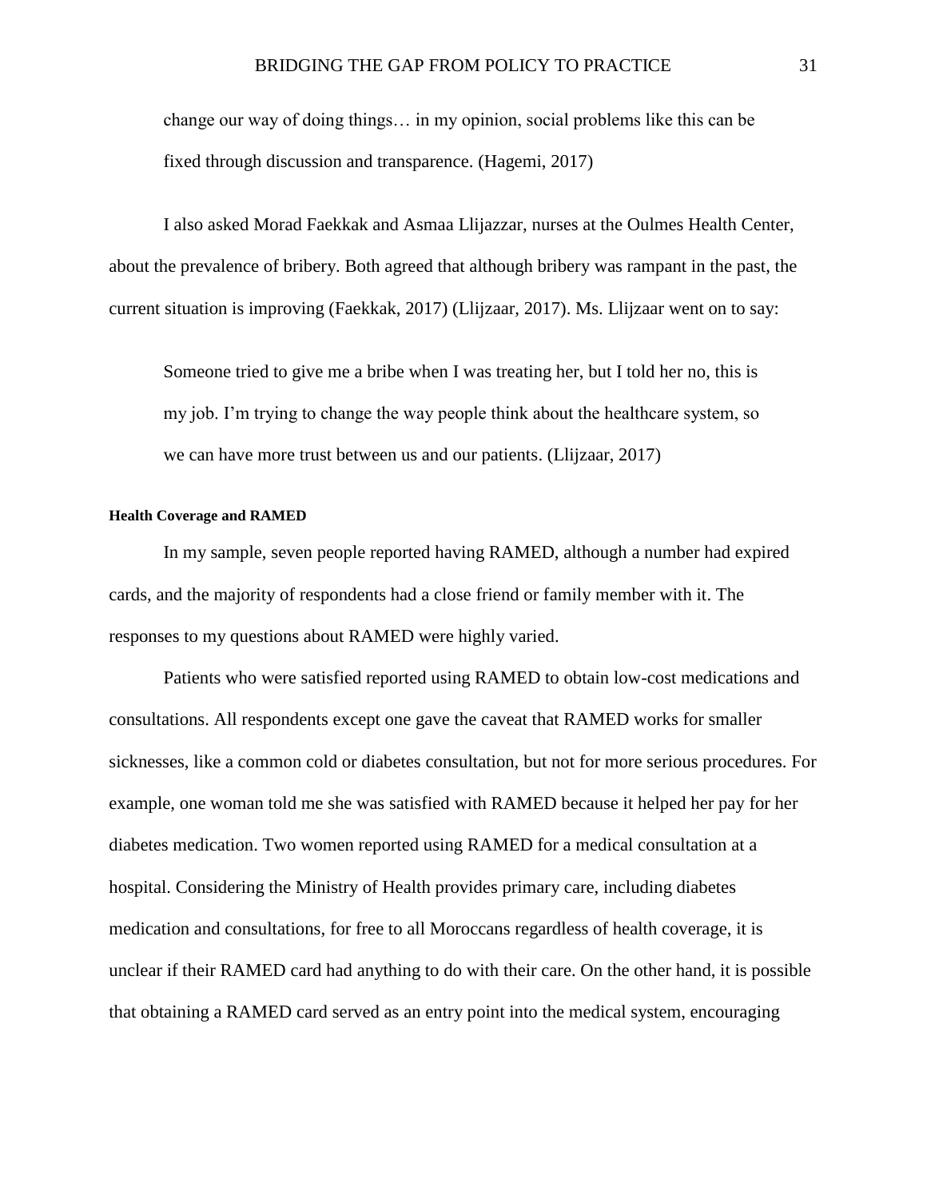> change our way of doing things… in my opinion, social problems like this can be fixed through discussion and transparence. (Hagemi, 2017)

I also asked Morad Faekkak and Asmaa Llijazzar, nurses at the Oulmes Health Center, about the prevalence of bribery. Both agreed that although bribery was rampant in the past, the current situation is improving (Faekkak, 2017) (Llijzaar, 2017). Ms. Llijzaar went on to say:

> Someone tried to give me a bribe when I was treating her, but I told her no, this is my job. I'm trying to change the way people think about the healthcare system, so we can have more trust between us and our patients. (Llijzaar, 2017)

#### Health Coverage and RAMED

In my sample, seven people reported having RAMED, although a number had expired cards, and the majority of respondents had a close friend or family member with it. The responses to my questions about RAMED were highly varied.

Patients who were satisfied reported using RAMED to obtain low-cost medications and consultations. All respondents except one gave the caveat that RAMED works for smaller sicknesses, like a common cold or diabetes consultation, but not for more serious procedures. For example, one woman told me she was satisfied with RAMED because it helped her pay for her diabetes medication. Two women reported using RAMED for a medical consultation at a hospital. Considering the Ministry of Health provides primary care, including diabetes medication and consultations, for free to all Moroccans regardless of health coverage, it is unclear if their RAMED card had anything to do with their care. On the other hand, it is possible that obtaining a RAMED card served as an entry point into the medical system, encouraging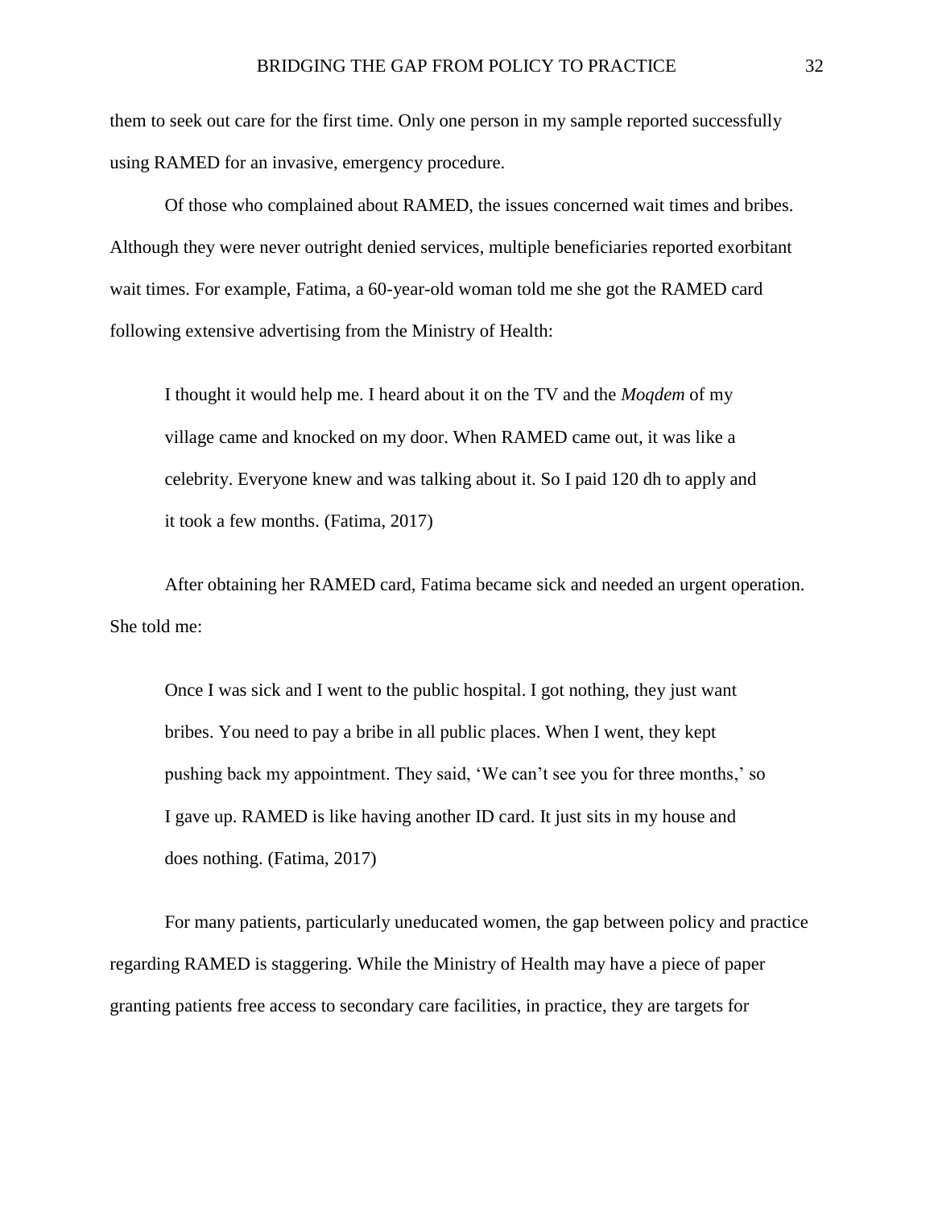them to seek out care for the first time. Only one person in my sample reported successfully using RAMED for an invasive, emergency procedure.

Of those who complained about RAMED, the issues concerned wait times and bribes. Although they were never outright denied services, multiple beneficiaries reported exorbitant wait times. For example, Fatima, a 60-year-old woman told me she got the RAMED card following extensive advertising from the Ministry of Health:

> I thought it would help me. I heard about it on the TV and the *Moqdem* of my village came and knocked on my door. When RAMED came out, it was like a celebrity. Everyone knew and was talking about it. So I paid 120 dh to apply and it took a few months. (Fatima, 2017)

After obtaining her RAMED card, Fatima became sick and needed an urgent operation. She told me:

> Once I was sick and I went to the public hospital. I got nothing, they just want bribes. You need to pay a bribe in all public places. When I went, they kept pushing back my appointment. They said, 'We can't see you for three months,' so I gave up. RAMED is like having another ID card. It just sits in my house and does nothing. (Fatima, 2017)

For many patients, particularly uneducated women, the gap between policy and practice regarding RAMED is staggering. While the Ministry of Health may have a piece of paper granting patients free access to secondary care facilities, in practice, they are targets for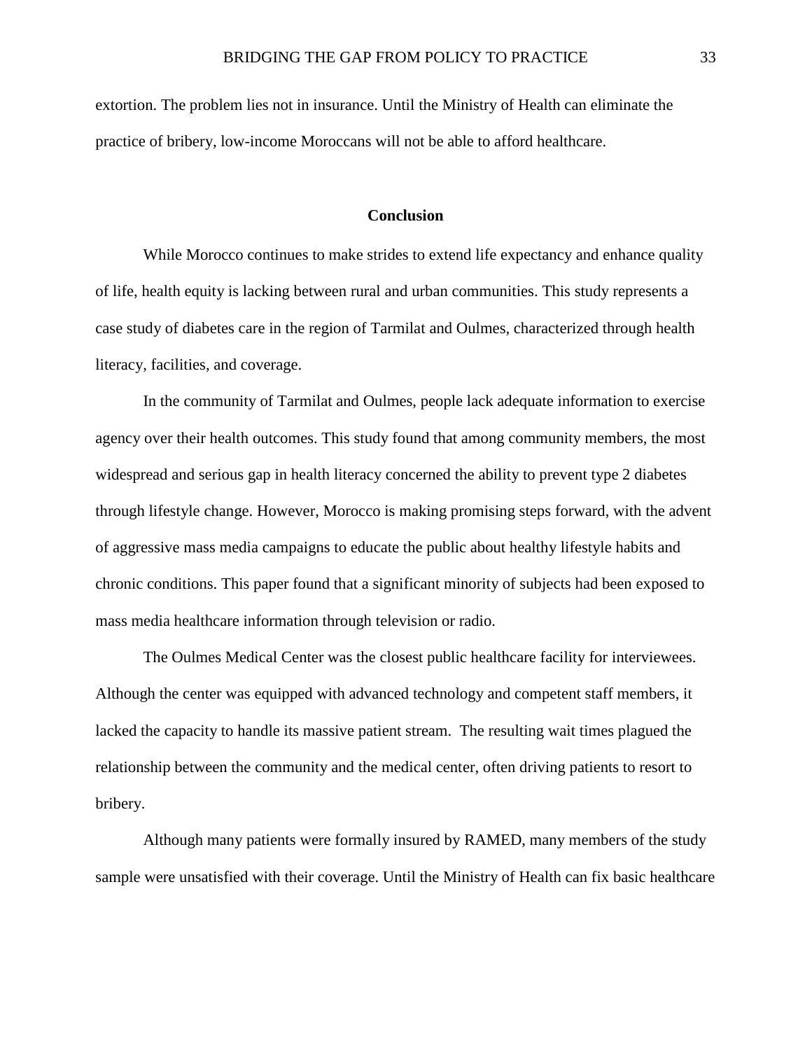extortion. The problem lies not in insurance. Until the Ministry of Health can eliminate the practice of bribery, low-income Moroccans will not be able to afford healthcare.

## Conclusion

While Morocco continues to make strides to extend life expectancy and enhance quality of life, health equity is lacking between rural and urban communities. This study represents a case study of diabetes care in the region of Tarmilat and Oulmes, characterized through health literacy, facilities, and coverage.

In the community of Tarmilat and Oulmes, people lack adequate information to exercise agency over their health outcomes. This study found that among community members, the most widespread and serious gap in health literacy concerned the ability to prevent type 2 diabetes through lifestyle change. However, Morocco is making promising steps forward, with the advent of aggressive mass media campaigns to educate the public about healthy lifestyle habits and chronic conditions. This paper found that a significant minority of subjects had been exposed to mass media healthcare information through television or radio.

The Oulmes Medical Center was the closest public healthcare facility for interviewees. Although the center was equipped with advanced technology and competent staff members, it lacked the capacity to handle its massive patient stream. The resulting wait times plagued the relationship between the community and the medical center, often driving patients to resort to bribery.

Although many patients were formally insured by RAMED, many members of the study sample were unsatisfied with their coverage. Until the Ministry of Health can fix basic healthcare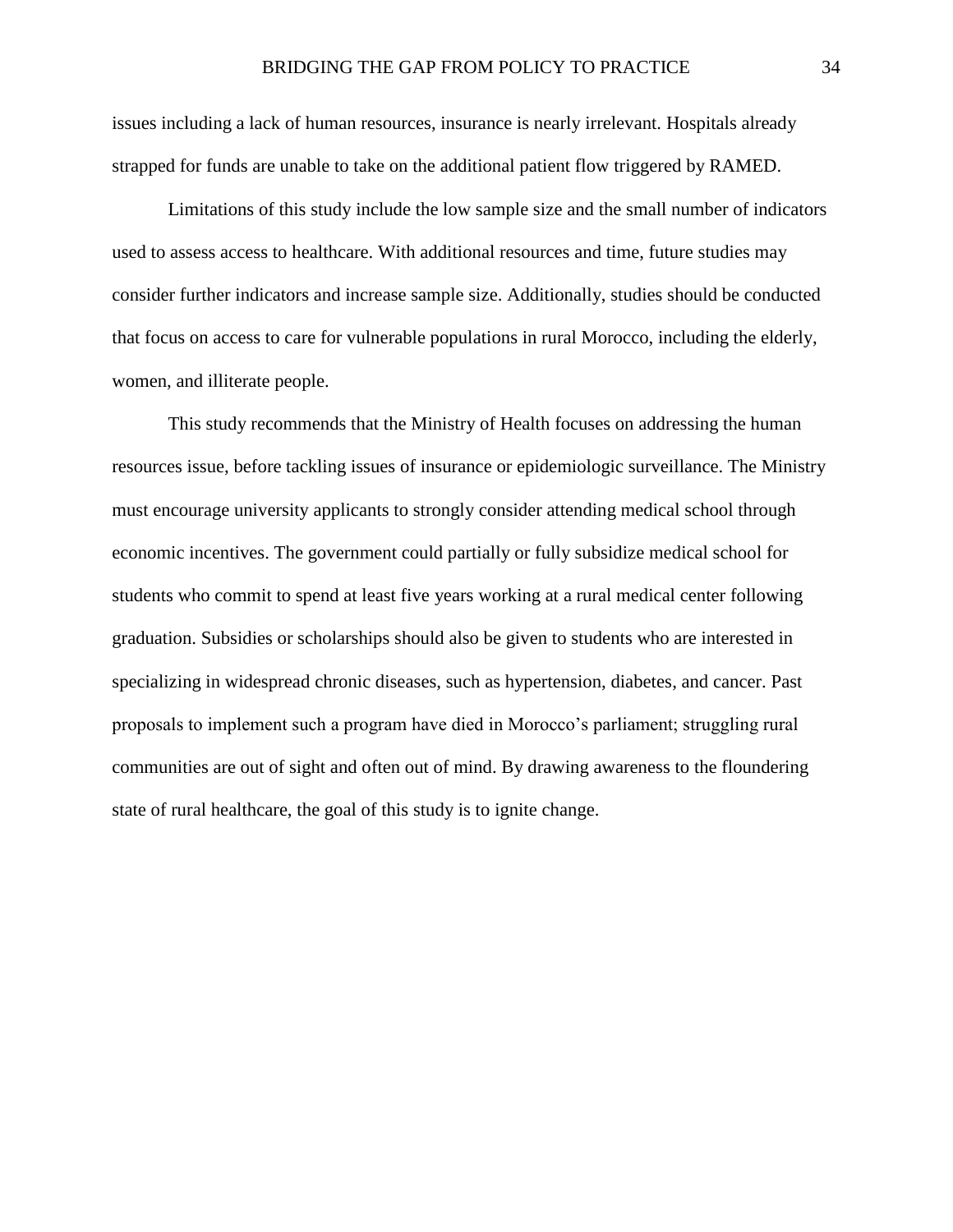issues including a lack of human resources, insurance is nearly irrelevant. Hospitals already strapped for funds are unable to take on the additional patient flow triggered by RAMED.

Limitations of this study include the low sample size and the small number of indicators used to assess access to healthcare. With additional resources and time, future studies may consider further indicators and increase sample size. Additionally, studies should be conducted that focus on access to care for vulnerable populations in rural Morocco, including the elderly, women, and illiterate people.

This study recommends that the Ministry of Health focuses on addressing the human resources issue, before tackling issues of insurance or epidemiologic surveillance. The Ministry must encourage university applicants to strongly consider attending medical school through economic incentives. The government could partially or fully subsidize medical school for students who commit to spend at least five years working at a rural medical center following graduation. Subsidies or scholarships should also be given to students who are interested in specializing in widespread chronic diseases, such as hypertension, diabetes, and cancer. Past proposals to implement such a program have died in Morocco's parliament; struggling rural communities are out of sight and often out of mind. By drawing awareness to the floundering state of rural healthcare, the goal of this study is to ignite change.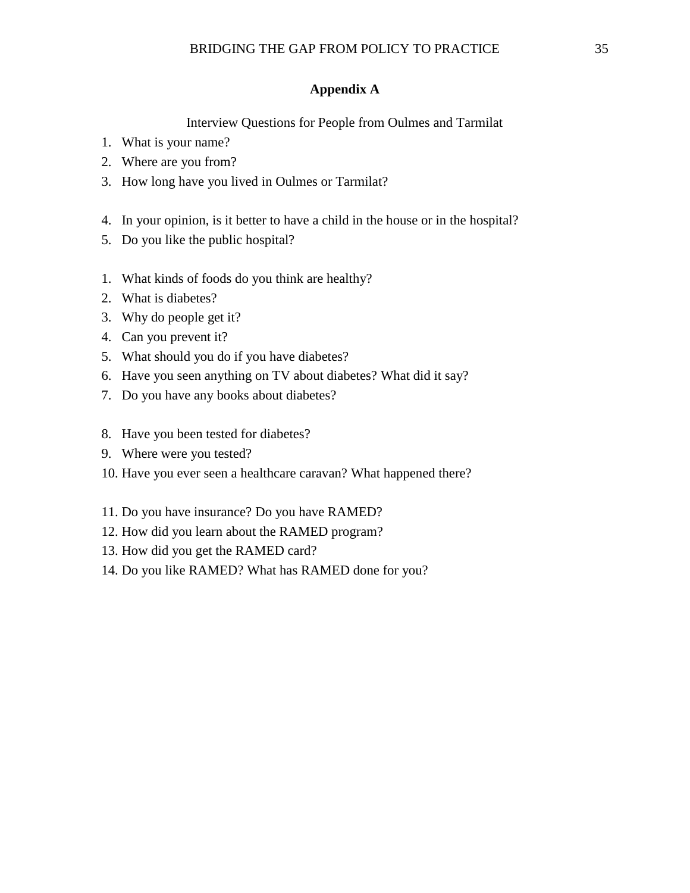## Appendix A

Interview Questions for People from Oulmes and Tarmilat

1. What is your name?
2. Where are you from?
3. How long have you lived in Oulmes or Tarmilat?

4. In your opinion, is it better to have a child in the house or in the hospital?
5. Do you like the public hospital?

1. What kinds of foods do you think are healthy?
2. What is diabetes?
3. Why do people get it?
4. Can you prevent it?
5. What should you do if you have diabetes?
6. Have you seen anything on TV about diabetes? What did it say?
7. Do you have any books about diabetes?

8. Have you been tested for diabetes?
9. Where were you tested?
10. Have you ever seen a healthcare caravan? What happened there?

11. Do you have insurance? Do you have RAMED?
12. How did you learn about the RAMED program?
13. How did you get the RAMED card?
14. Do you like RAMED? What has RAMED done for you?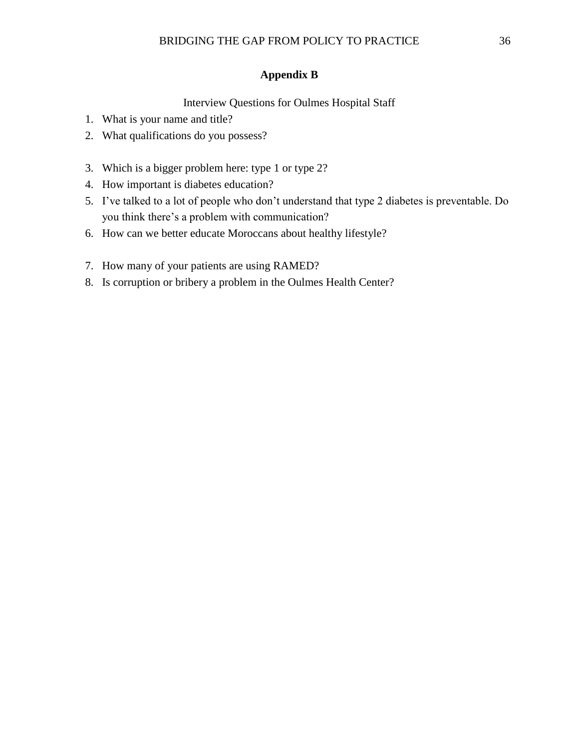# Appendix B

Interview Questions for Oulmes Hospital Staff

1. What is your name and title?
2. What qualifications do you possess?

3. Which is a bigger problem here: type 1 or type 2?
4. How important is diabetes education?
5. I've talked to a lot of people who don't understand that type 2 diabetes is preventable. Do you think there's a problem with communication?
6. How can we better educate Moroccans about healthy lifestyle?

7. How many of your patients are using RAMED?
8. Is corruption or bribery a problem in the Oulmes Health Center?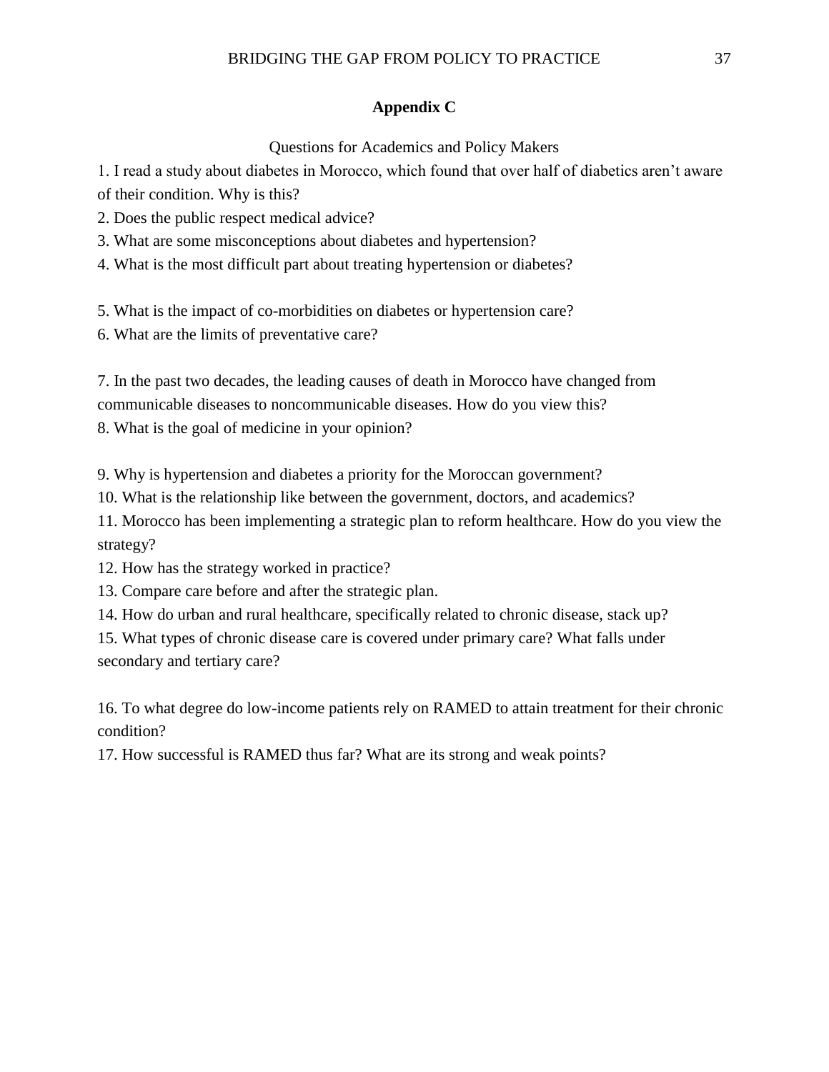# Appendix C

Questions for Academics and Policy Makers

1. I read a study about diabetes in Morocco, which found that over half of diabetics aren't aware of their condition. Why is this?
2. Does the public respect medical advice?
3. What are some misconceptions about diabetes and hypertension?
4. What is the most difficult part about treating hypertension or diabetes?

5. What is the impact of co-morbidities on diabetes or hypertension care?
6. What are the limits of preventative care?

7. In the past two decades, the leading causes of death in Morocco have changed from communicable diseases to noncommunicable diseases. How do you view this?
8. What is the goal of medicine in your opinion?

9. Why is hypertension and diabetes a priority for the Moroccan government?
10. What is the relationship like between the government, doctors, and academics?
11. Morocco has been implementing a strategic plan to reform healthcare. How do you view the strategy?
12. How has the strategy worked in practice?
13. Compare care before and after the strategic plan.
14. How do urban and rural healthcare, specifically related to chronic disease, stack up?
15. What types of chronic disease care is covered under primary care? What falls under secondary and tertiary care?

16. To what degree do low-income patients rely on RAMED to attain treatment for their chronic condition?
17. How successful is RAMED thus far? What are its strong and weak points?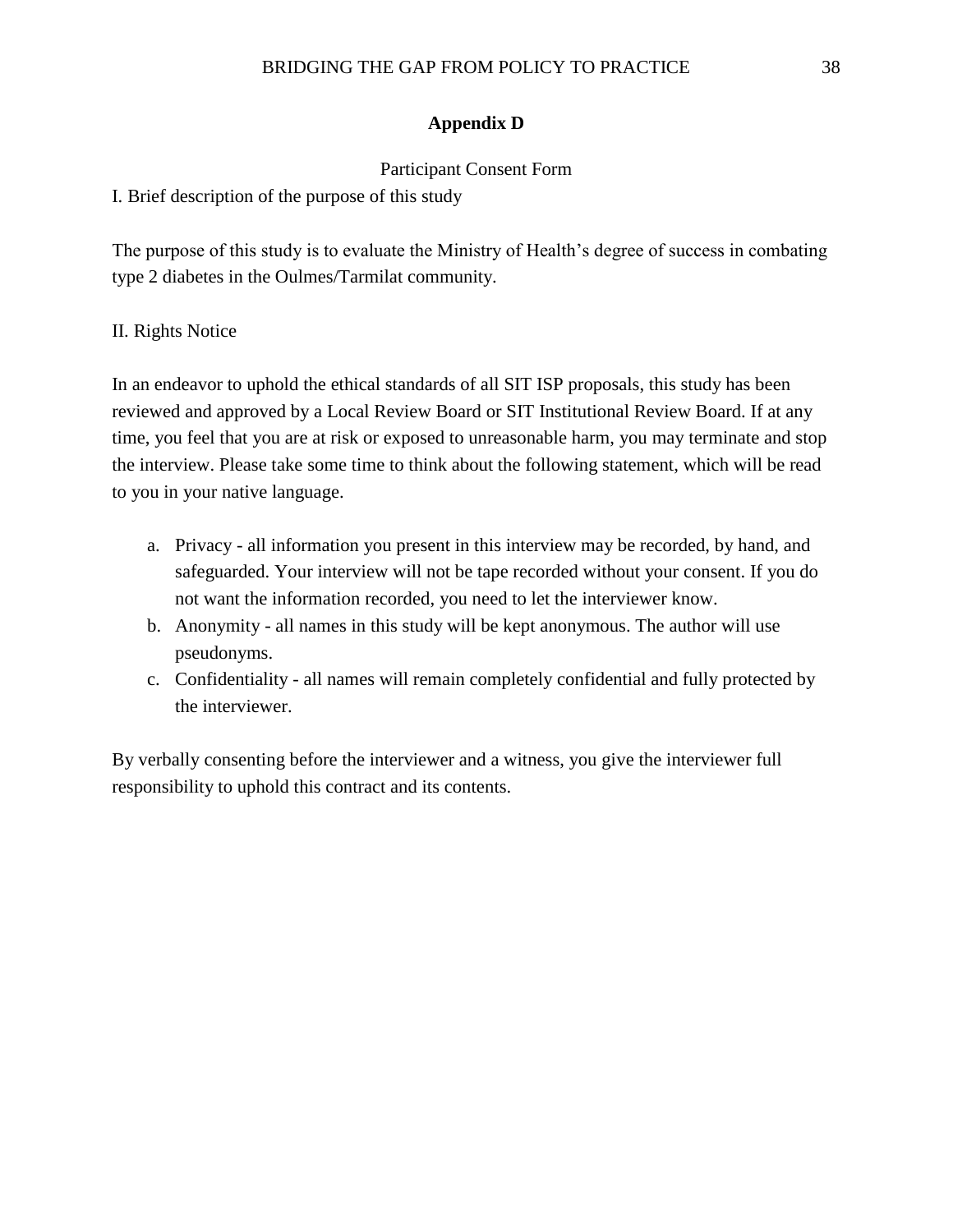## Appendix D

Participant Consent Form

I. Brief description of the purpose of this study

The purpose of this study is to evaluate the Ministry of Health's degree of success in combating type 2 diabetes in the Oulmes/Tarmilat community.

II. Rights Notice

In an endeavor to uphold the ethical standards of all SIT ISP proposals, this study has been reviewed and approved by a Local Review Board or SIT Institutional Review Board. If at any time, you feel that you are at risk or exposed to unreasonable harm, you may terminate and stop the interview. Please take some time to think about the following statement, which will be read to you in your native language.

a. Privacy - all information you present in this interview may be recorded, by hand, and safeguarded. Your interview will not be tape recorded without your consent. If you do not want the information recorded, you need to let the interviewer know.
b. Anonymity - all names in this study will be kept anonymous. The author will use pseudonyms.
c. Confidentiality - all names will remain completely confidential and fully protected by the interviewer.

By verbally consenting before the interviewer and a witness, you give the interviewer full responsibility to uphold this contract and its contents.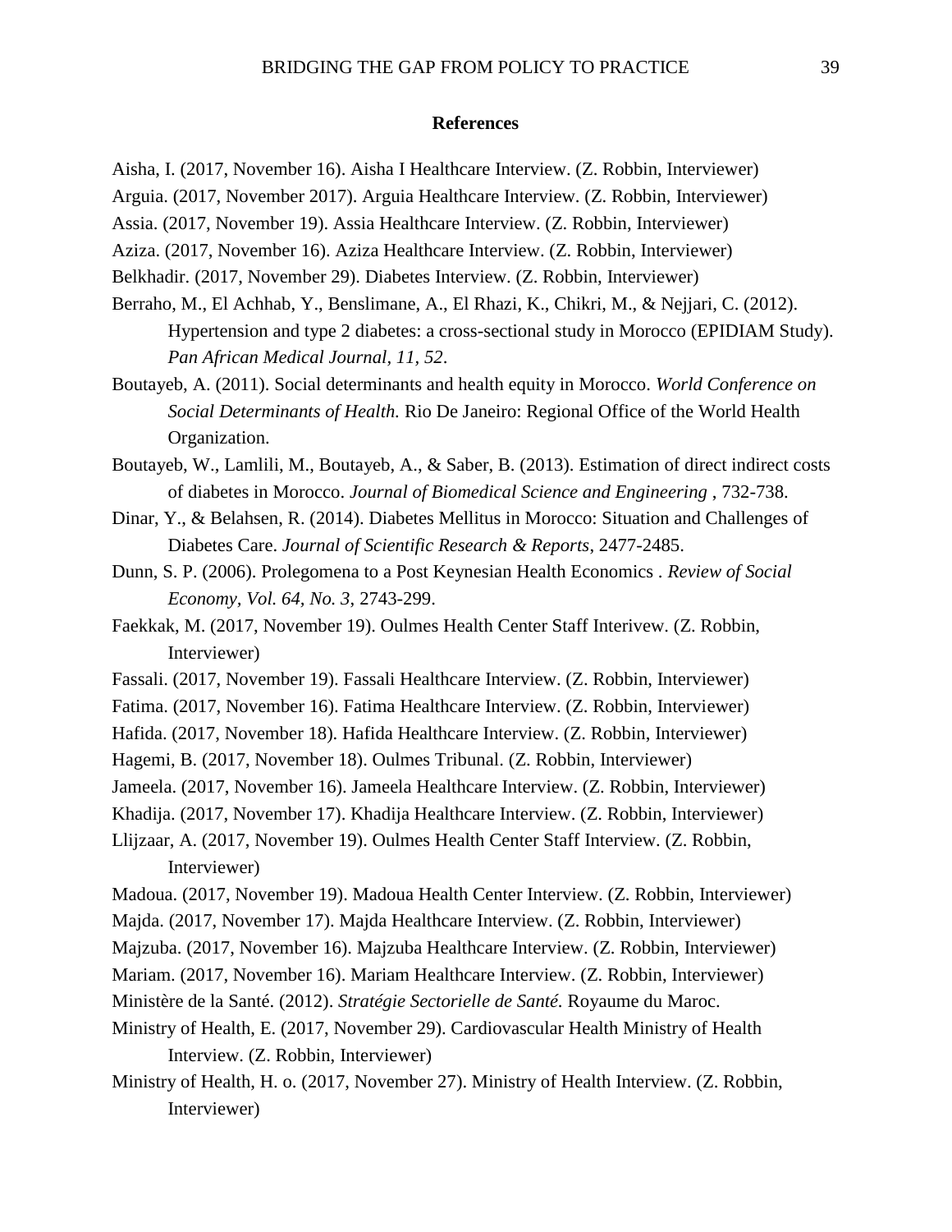## References

Aisha, I. (2017, November 16). Aisha I Healthcare Interview. (Z. Robbin, Interviewer)

Arguia. (2017, November 2017). Arguia Healthcare Interview. (Z. Robbin, Interviewer)

Assia. (2017, November 19). Assia Healthcare Interview. (Z. Robbin, Interviewer)

Aziza. (2017, November 16). Aziza Healthcare Interview. (Z. Robbin, Interviewer)

Belkhadir. (2017, November 29). Diabetes Interview. (Z. Robbin, Interviewer)

Berraho, M., El Achhab, Y., Benslimane, A., El Rhazi, K., Chikri, M., & Nejjari, C. (2012). Hypertension and type 2 diabetes: a cross-sectional study in Morocco (EPIDIAM Study). *Pan African Medical Journal, 11, 52*.

Boutayeb, A. (2011). Social determinants and health equity in Morocco. *World Conference on Social Determinants of Health.* Rio De Janeiro: Regional Office of the World Health Organization.

Boutayeb, W., Lamlili, M., Boutayeb, A., & Saber, B. (2013). Estimation of direct indirect costs of diabetes in Morocco. *Journal of Biomedical Science and Engineering* , 732-738.

Dinar, Y., & Belahsen, R. (2014). Diabetes Mellitus in Morocco: Situation and Challenges of Diabetes Care. *Journal of Scientific Research & Reports*, 2477-2485.

Dunn, S. P. (2006). Prolegomena to a Post Keynesian Health Economics . *Review of Social Economy, Vol. 64, No. 3*, 2743-299.

Faekkak, M. (2017, November 19). Oulmes Health Center Staff Interivew. (Z. Robbin, Interviewer)

Fassali. (2017, November 19). Fassali Healthcare Interview. (Z. Robbin, Interviewer)

Fatima. (2017, November 16). Fatima Healthcare Interview. (Z. Robbin, Interviewer)

Hafida. (2017, November 18). Hafida Healthcare Interview. (Z. Robbin, Interviewer)

Hagemi, B. (2017, November 18). Oulmes Tribunal. (Z. Robbin, Interviewer)

Jameela. (2017, November 16). Jameela Healthcare Interview. (Z. Robbin, Interviewer)

Khadija. (2017, November 17). Khadija Healthcare Interview. (Z. Robbin, Interviewer)

Llijzaar, A. (2017, November 19). Oulmes Health Center Staff Interview. (Z. Robbin, Interviewer)

Madoua. (2017, November 19). Madoua Health Center Interview. (Z. Robbin, Interviewer)

Majda. (2017, November 17). Majda Healthcare Interview. (Z. Robbin, Interviewer)

Majzuba. (2017, November 16). Majzuba Healthcare Interview. (Z. Robbin, Interviewer)

Mariam. (2017, November 16). Mariam Healthcare Interview. (Z. Robbin, Interviewer)

Ministère de la Santé. (2012). *Stratégie Sectorielle de Santé.* Royaume du Maroc.

Ministry of Health, E. (2017, November 29). Cardiovascular Health Ministry of Health Interview. (Z. Robbin, Interviewer)

Ministry of Health, H. o. (2017, November 27). Ministry of Health Interview. (Z. Robbin, Interviewer)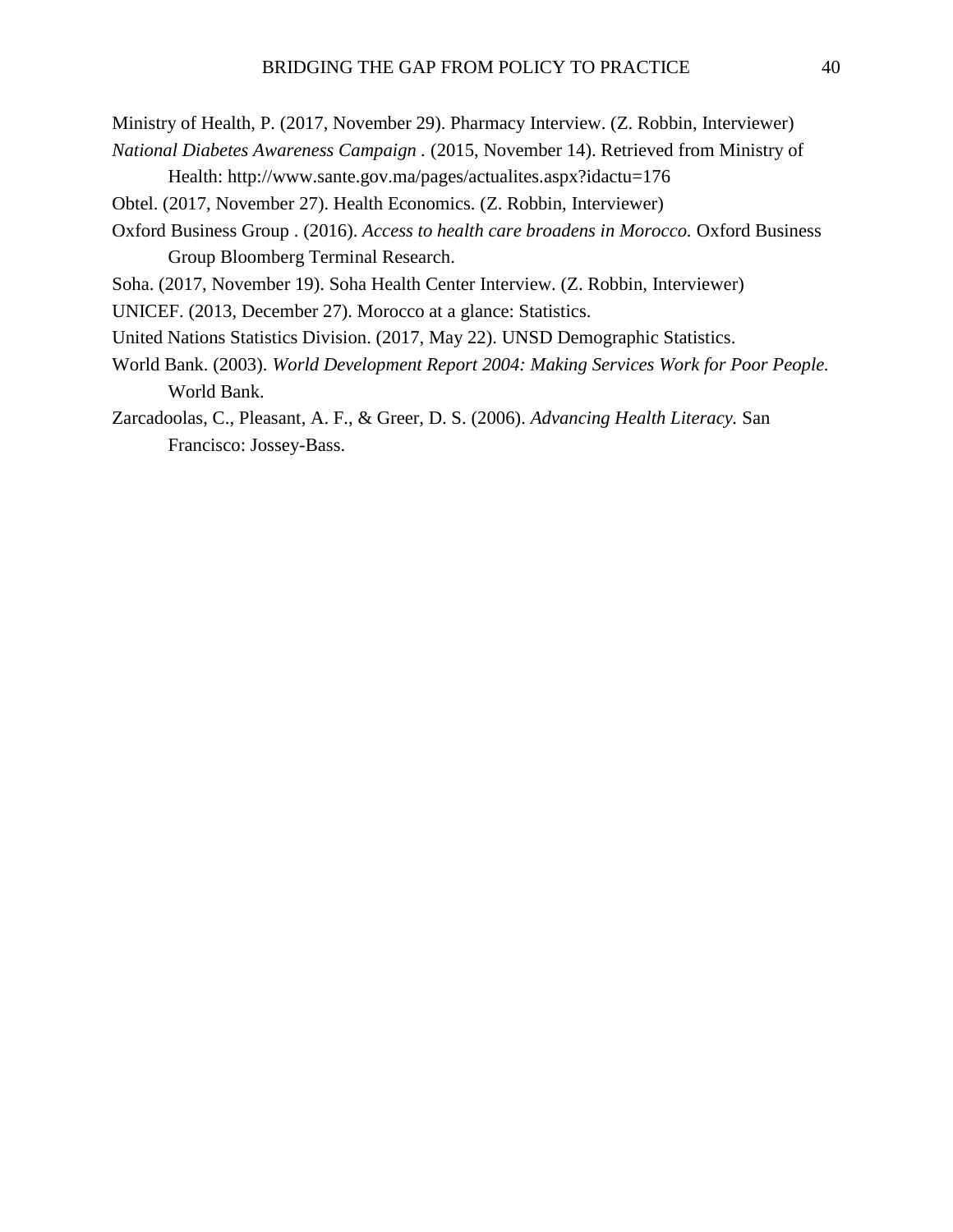Ministry of Health, P. (2017, November 29). Pharmacy Interview. (Z. Robbin, Interviewer)

*National Diabetes Awareness Campaign* . (2015, November 14). Retrieved from Ministry of Health: http://www.sante.gov.ma/pages/actualites.aspx?idactu=176

Obtel. (2017, November 27). Health Economics. (Z. Robbin, Interviewer)

Oxford Business Group . (2016). *Access to health care broadens in Morocco.* Oxford Business Group Bloomberg Terminal Research.

Soha. (2017, November 19). Soha Health Center Interview. (Z. Robbin, Interviewer)

UNICEF. (2013, December 27). Morocco at a glance: Statistics.

United Nations Statistics Division. (2017, May 22). UNSD Demographic Statistics.

World Bank. (2003). *World Development Report 2004: Making Services Work for Poor People.* World Bank.

Zarcadoolas, C., Pleasant, A. F., & Greer, D. S. (2006). *Advancing Health Literacy.* San Francisco: Jossey-Bass.